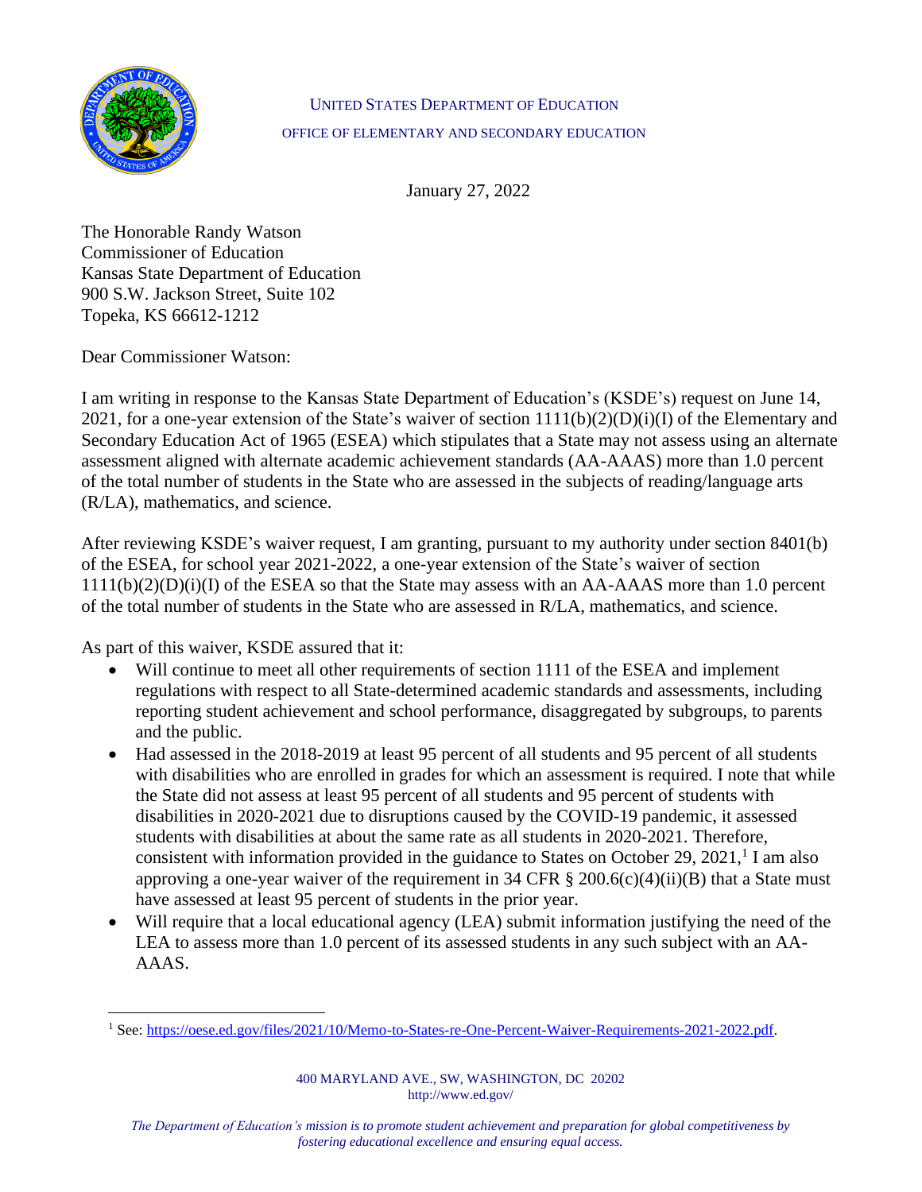UNITED STATES DEPARTMENT OF EDUCATION

OFFICE OF ELEMENTARY AND SECONDARY EDUCATION

January 27, 2022

The Honorable Randy Watson
Commissioner of Education
Kansas State Department of Education
900 S.W. Jackson Street, Suite 102
Topeka, KS 66612-1212

Dear Commissioner Watson:

I am writing in response to the Kansas State Department of Education's (KSDE's) request on June 14, 2021, for a one-year extension of the State's waiver of section 1111(b)(2)(D)(i)(I) of the Elementary and Secondary Education Act of 1965 (ESEA) which stipulates that a State may not assess using an alternate assessment aligned with alternate academic achievement standards (AA-AAAS) more than 1.0 percent of the total number of students in the State who are assessed in the subjects of reading/language arts (R/LA), mathematics, and science.

After reviewing KSDE's waiver request, I am granting, pursuant to my authority under section 8401(b) of the ESEA, for school year 2021-2022, a one-year extension of the State's waiver of section 1111(b)(2)(D)(i)(I) of the ESEA so that the State may assess with an AA-AAAS more than 1.0 percent of the total number of students in the State who are assessed in R/LA, mathematics, and science.

As part of this waiver, KSDE assured that it:

- Will continue to meet all other requirements of section 1111 of the ESEA and implement regulations with respect to all State-determined academic standards and assessments, including reporting student achievement and school performance, disaggregated by subgroups, to parents and the public.
- Had assessed in the 2018-2019 at least 95 percent of all students and 95 percent of all students with disabilities who are enrolled in grades for which an assessment is required. I note that while the State did not assess at least 95 percent of all students and 95 percent of students with disabilities in 2020-2021 due to disruptions caused by the COVID-19 pandemic, it assessed students with disabilities at about the same rate as all students in 2020-2021. Therefore, consistent with information provided in the guidance to States on October 29, 2021,[1] I am also approving a one-year waiver of the requirement in 34 CFR § 200.6(c)(4)(ii)(B) that a State must have assessed at least 95 percent of students in the prior year.
- Will require that a local educational agency (LEA) submit information justifying the need of the LEA to assess more than 1.0 percent of its assessed students in any such subject with an AA-AAAS.

[1] See: https://oese.ed.gov/files/2021/10/Memo-to-States-re-One-Percent-Waiver-Requirements-2021-2022.pdf.

400 MARYLAND AVE., SW, WASHINGTON, DC 20202
http://www.ed.gov/

*The Department of Education's mission is to promote student achievement and preparation for global competitiveness by fostering educational excellence and ensuring equal access.*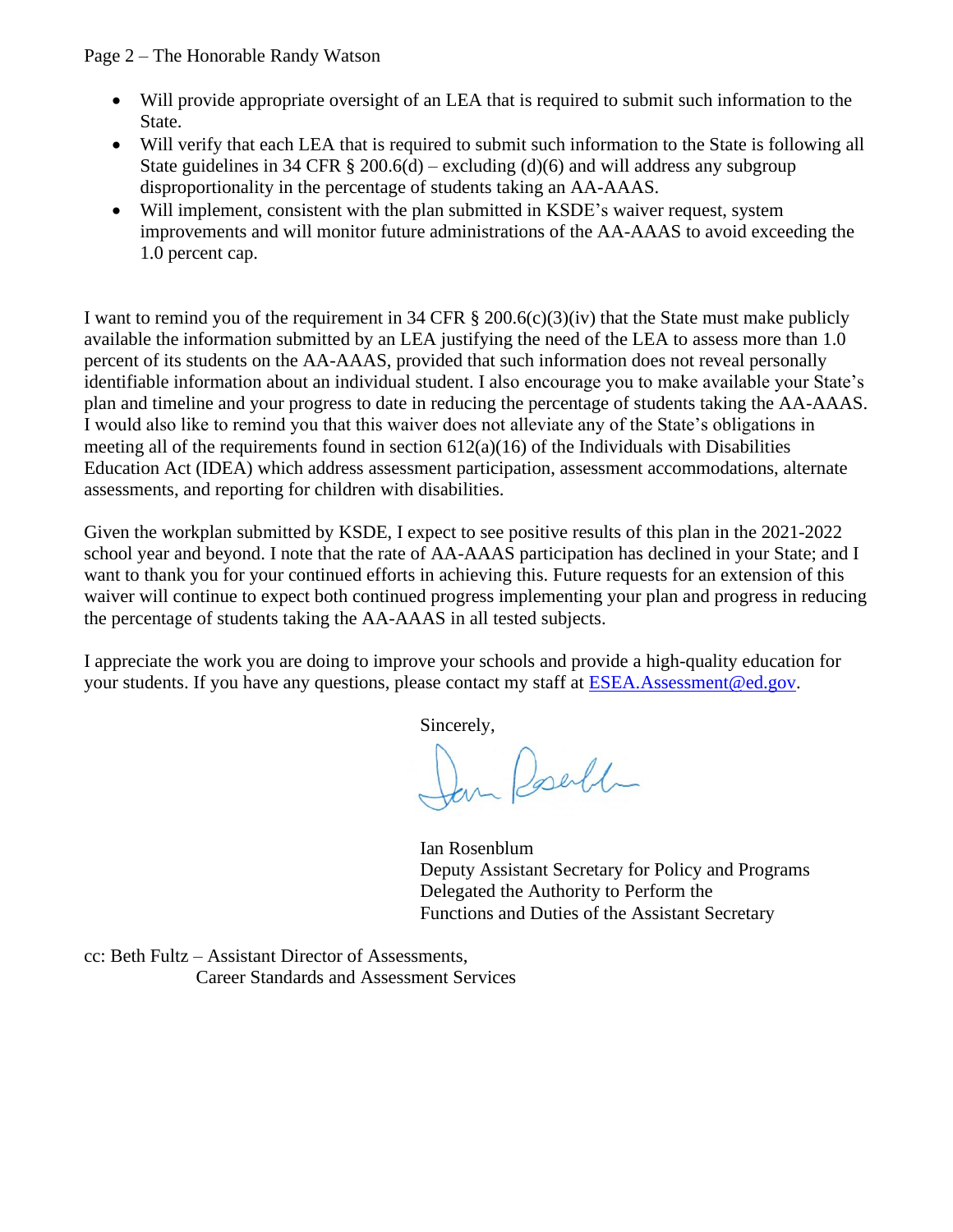- Will provide appropriate oversight of an LEA that is required to submit such information to the State.
- Will verify that each LEA that is required to submit such information to the State is following all State guidelines in 34 CFR § 200.6(d) – excluding (d)(6) and will address any subgroup disproportionality in the percentage of students taking an AA-AAAS.
- Will implement, consistent with the plan submitted in KSDE's waiver request, system improvements and will monitor future administrations of the AA-AAAS to avoid exceeding the 1.0 percent cap.

I want to remind you of the requirement in 34 CFR § 200.6(c)(3)(iv) that the State must make publicly available the information submitted by an LEA justifying the need of the LEA to assess more than 1.0 percent of its students on the AA-AAAS, provided that such information does not reveal personally identifiable information about an individual student. I also encourage you to make available your State's plan and timeline and your progress to date in reducing the percentage of students taking the AA-AAAS. I would also like to remind you that this waiver does not alleviate any of the State's obligations in meeting all of the requirements found in section 612(a)(16) of the Individuals with Disabilities Education Act (IDEA) which address assessment participation, assessment accommodations, alternate assessments, and reporting for children with disabilities.

Given the workplan submitted by KSDE, I expect to see positive results of this plan in the 2021-2022 school year and beyond. I note that the rate of AA-AAAS participation has declined in your State; and I want to thank you for your continued efforts in achieving this. Future requests for an extension of this waiver will continue to expect both continued progress implementing your plan and progress in reducing the percentage of students taking the AA-AAAS in all tested subjects.

I appreciate the work you are doing to improve your schools and provide a high-quality education for your students. If you have any questions, please contact my staff at ESEA.Assessment@ed.gov.

Sincerely,

Ian Rosenblum
Deputy Assistant Secretary for Policy and Programs
Delegated the Authority to Perform the
Functions and Duties of the Assistant Secretary

cc: Beth Fultz – Assistant Director of Assessments,
Career Standards and Assessment Services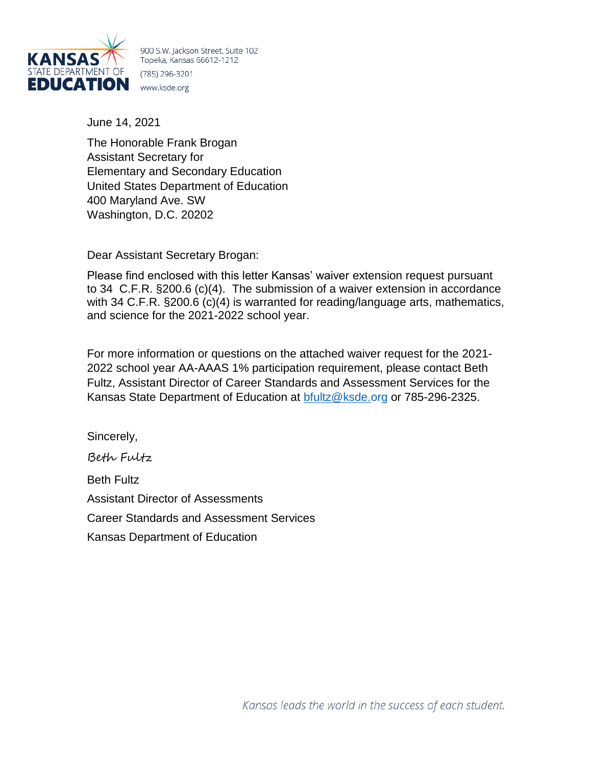KANSAS STATE DEPARTMENT OF EDUCATION

900 S.W. Jackson Street, Suite 102
Topeka, Kansas 66612-1212
(785) 296-3201
www.ksde.org

June 14, 2021

The Honorable Frank Brogan
Assistant Secretary for
Elementary and Secondary Education
United States Department of Education
400 Maryland Ave. SW
Washington, D.C. 20202

Dear Assistant Secretary Brogan:

Please find enclosed with this letter Kansas' waiver extension request pursuant to 34 C.F.R. §200.6 (c)(4). The submission of a waiver extension in accordance with 34 C.F.R. §200.6 (c)(4) is warranted for reading/language arts, mathematics, and science for the 2021-2022 school year.

For more information or questions on the attached waiver request for the 2021-2022 school year AA-AAAS 1% participation requirement, please contact Beth Fultz, Assistant Director of Career Standards and Assessment Services for the Kansas State Department of Education at bfultz@ksde.org or 785-296-2325.

Sincerely,

*Beth Fultz*

Beth Fultz

Assistant Director of Assessments

Career Standards and Assessment Services

Kansas Department of Education

*Kansas leads the world in the success of each student.*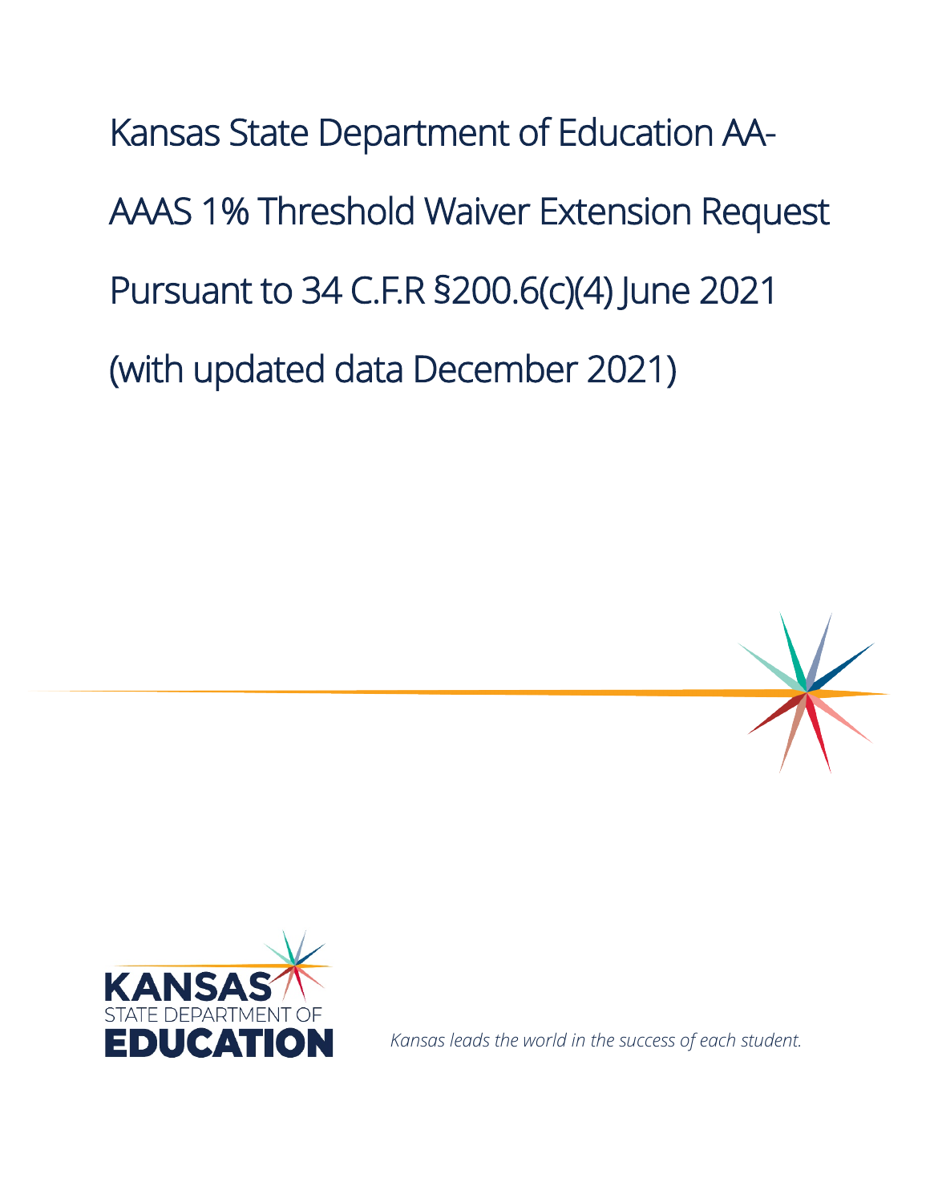# Kansas State Department of Education AA-AAAS 1% Threshold Waiver Extension Request Pursuant to 34 C.F.R §200.6(c)(4) June 2021 (with updated data December 2021)

KANSAS STATE DEPARTMENT OF EDUCATION

*Kansas leads the world in the success of each student.*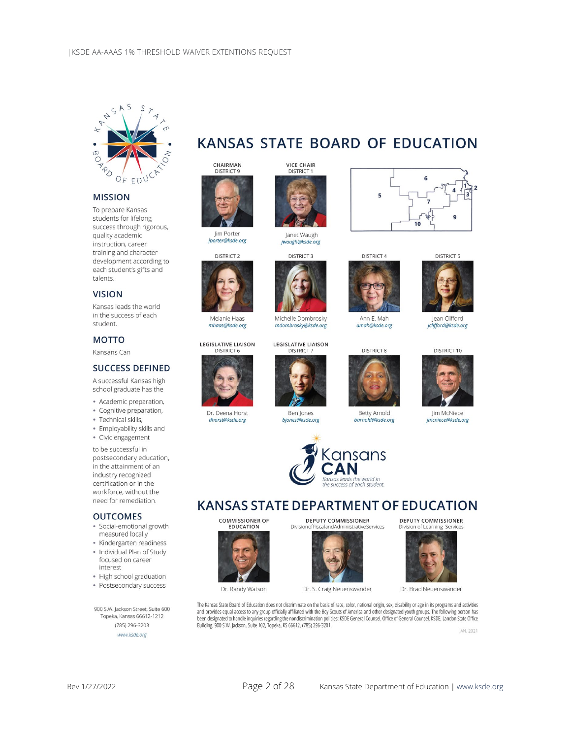## MISSION

To prepare Kansas students for lifelong success through rigorous, quality academic instruction, career training and character development according to each student's gifts and talents.

## VISION

Kansas leads the world in the success of each student.

## MOTTO

Kansans Can

## SUCCESS DEFINED

A successful Kansas high school graduate has the

- Academic preparation,
- Cognitive preparation,
- Technical skills,
- Employability skills and
- Civic engagement

to be successful in postsecondary education, in the attainment of an industry recognized certification or in the workforce, without the need for remediation.

## OUTCOMES

- Social-emotional growth measured locally
- Kindergarten readiness
- Individual Plan of Study focused on career interest
- High school graduation
- Postsecondary success

900 S.W. Jackson Street, Suite 600
Topeka, Kansas 66612-1212
(785) 296-3203
www.ksde.org

# KANSAS STATE BOARD OF EDUCATION

**CHAIRMAN, DISTRICT 9**
Jim Porter
*jporter@ksde.org*

**VICE CHAIR, DISTRICT 1**
Janet Waugh
*jwaugh@ksde.org*

**DISTRICT 2**
Melanie Haas
*mhaas@ksde.org*

**DISTRICT 3**
Michelle Dombrosky
*mdombrosky@ksde.org*

**DISTRICT 4**
Ann E. Mah
*amah@ksde.org*

**DISTRICT 5**
Jean Clifford
*jclifford@ksde.org*

**LEGISLATIVE LIAISON, DISTRICT 6**
Dr. Deena Horst
*dhorst@ksde.org*

**LEGISLATIVE LIAISON, DISTRICT 7**
Ben Jones
*bjones@ksde.org*

**DISTRICT 8**
Betty Arnold
*barnold@ksde.org*

**DISTRICT 10**
Jim McNiece
*jmcniece@ksde.org*

Kansans CAN
*Kansas leads the world in the success of each student.*

# KANSAS STATE DEPARTMENT OF EDUCATION

**COMMISSIONER OF EDUCATION**
Dr. Randy Watson

**DEPUTY COMMISSIONER**
Division of Fiscal and Administrative Services
Dr. S. Craig Neuenswander

**DEPUTY COMMISSIONER**
Division of Learning Services
Dr. Brad Neuenswander

The Kansas State Board of Education does not discriminate on the basis of race, color, national origin, sex, disability or age in its programs and activities and provides equal access to any group officially affiliated with the Boy Scouts of America and other designated youth groups. The following person has been designated to handle inquiries regarding the nondiscrimination policies: KSDE General Counsel, Office of General Counsel, KSDE, Landon State Office Building, 900 S.W. Jackson, Suite 102, Topeka, KS 66612, (785) 296-3201.

JAN. 2021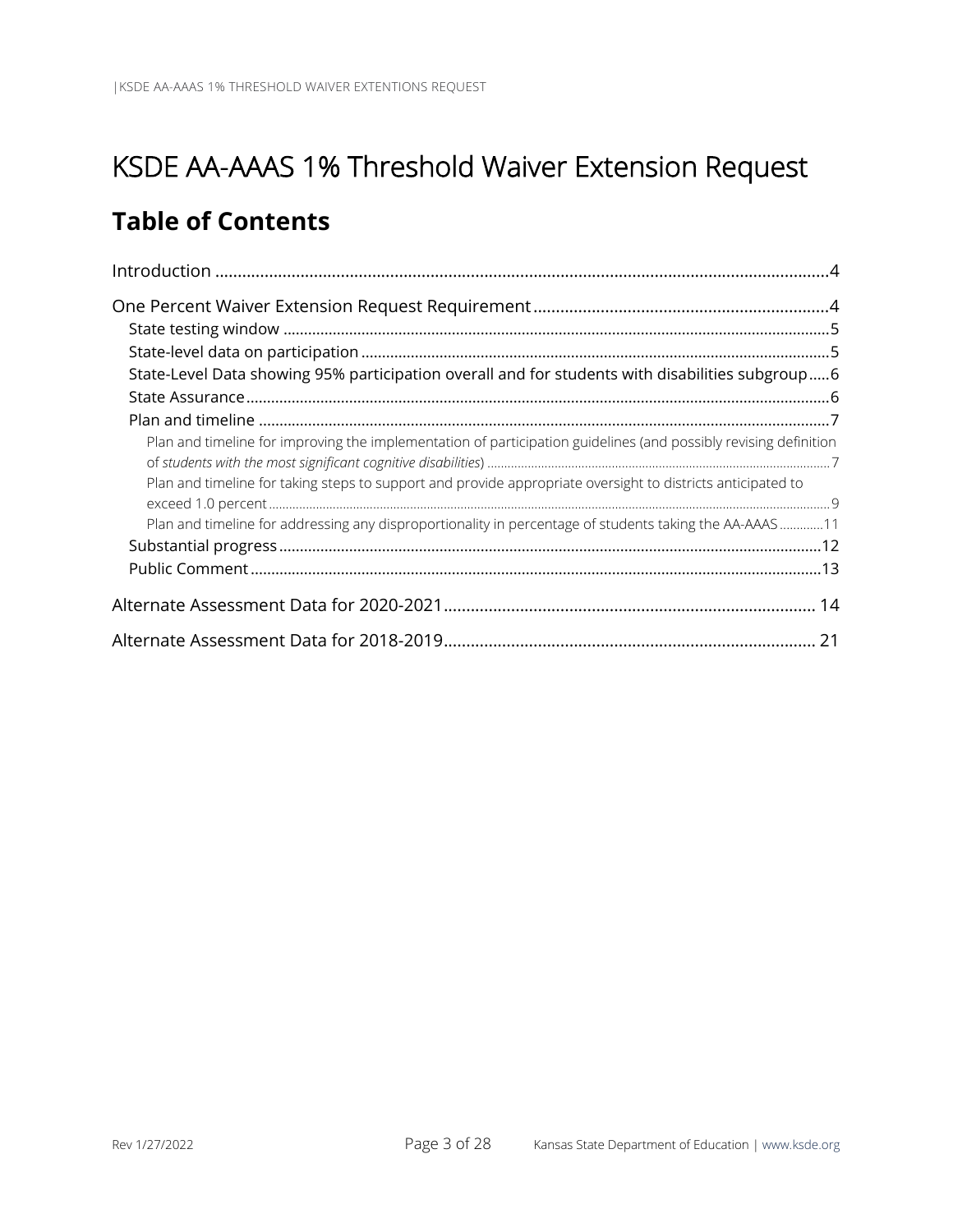# KSDE AA-AAAS 1% Threshold Waiver Extension Request

## Table of Contents

Introduction ........................................................................................................................................4

One Percent Waiver Extension Request Requirement ..................................................................4

- State testing window ....................................................................................................................5
- State-level data on participation ..................................................................................................5
- State-Level Data showing 95% participation overall and for students with disabilities subgroup .....6
- State Assurance ............................................................................................................................6
- Plan and timeline ..........................................................................................................................7
  - Plan and timeline for improving the implementation of participation guidelines (and possibly revising definition of *students with the most significant cognitive disabilities*) ..........7
  - Plan and timeline for taking steps to support and provide appropriate oversight to districts anticipated to exceed 1.0 percent ..........9
  - Plan and timeline for addressing any disproportionality in percentage of students taking the AA-AAAS ..........11
- Substantial progress ...................................................................................................................12
- Public Comment ..........................................................................................................................13

Alternate Assessment Data for 2020-2021 .................................................................................. 14

Alternate Assessment Data for 2018-2019 .................................................................................. 21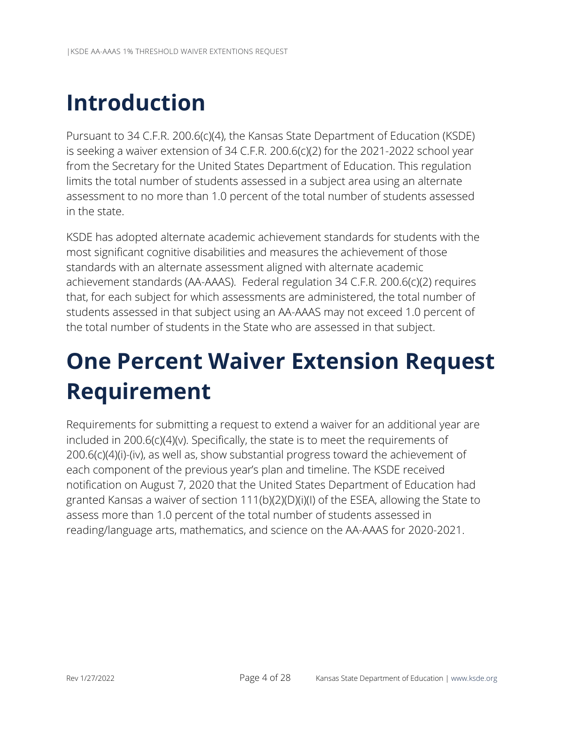# Introduction

Pursuant to 34 C.F.R. 200.6(c)(4), the Kansas State Department of Education (KSDE) is seeking a waiver extension of 34 C.F.R. 200.6(c)(2) for the 2021-2022 school year from the Secretary for the United States Department of Education. This regulation limits the total number of students assessed in a subject area using an alternate assessment to no more than 1.0 percent of the total number of students assessed in the state.

KSDE has adopted alternate academic achievement standards for students with the most significant cognitive disabilities and measures the achievement of those standards with an alternate assessment aligned with alternate academic achievement standards (AA-AAAS). Federal regulation 34 C.F.R. 200.6(c)(2) requires that, for each subject for which assessments are administered, the total number of students assessed in that subject using an AA-AAAS may not exceed 1.0 percent of the total number of students in the State who are assessed in that subject.

# One Percent Waiver Extension Request Requirement

Requirements for submitting a request to extend a waiver for an additional year are included in 200.6(c)(4)(v). Specifically, the state is to meet the requirements of 200.6(c)(4)(i)-(iv), as well as, show substantial progress toward the achievement of each component of the previous year's plan and timeline. The KSDE received notification on August 7, 2020 that the United States Department of Education had granted Kansas a waiver of section 111(b)(2)(D)(i)(I) of the ESEA, allowing the State to assess more than 1.0 percent of the total number of students assessed in reading/language arts, mathematics, and science on the AA-AAAS for 2020-2021.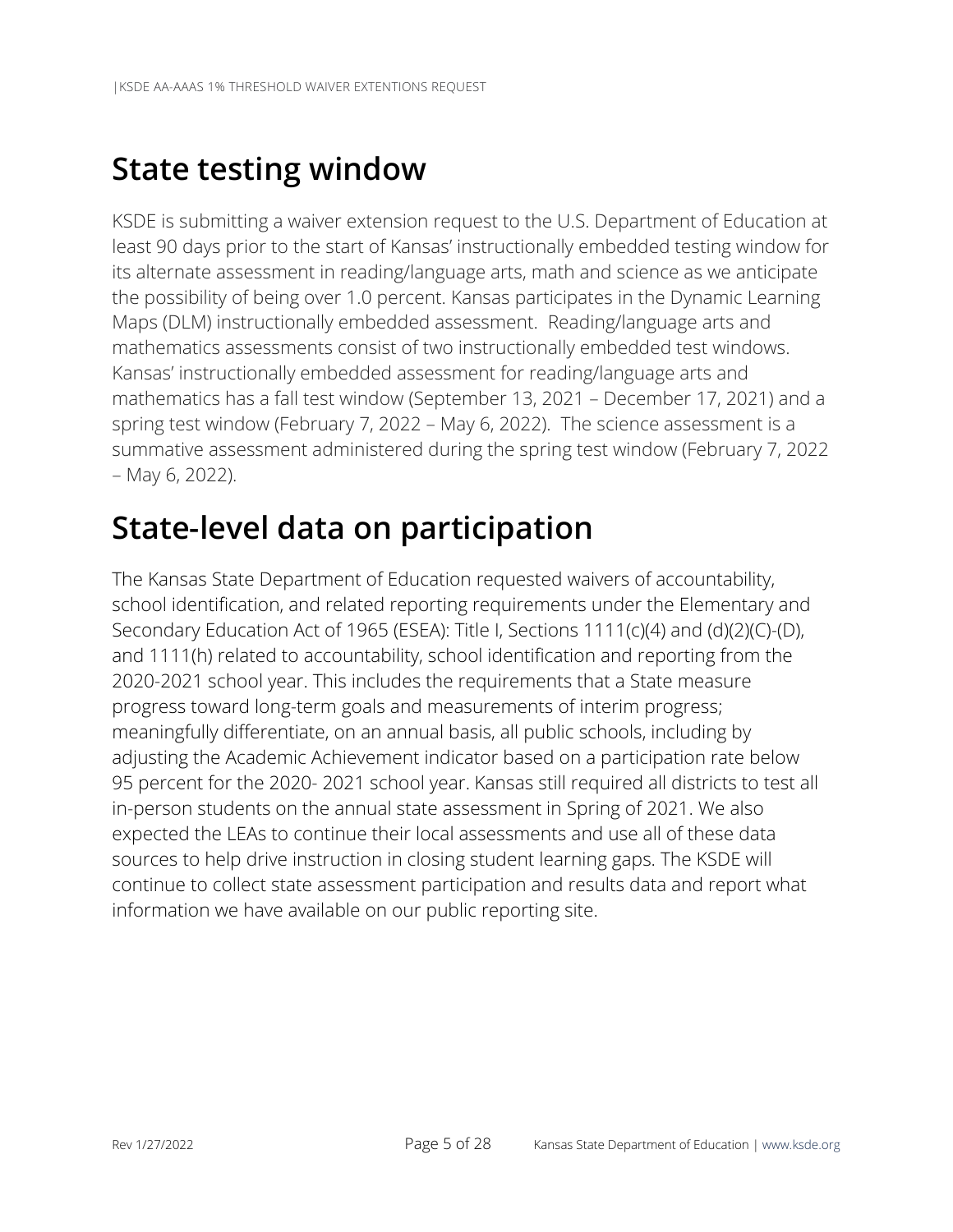# State testing window

KSDE is submitting a waiver extension request to the U.S. Department of Education at least 90 days prior to the start of Kansas' instructionally embedded testing window for its alternate assessment in reading/language arts, math and science as we anticipate the possibility of being over 1.0 percent. Kansas participates in the Dynamic Learning Maps (DLM) instructionally embedded assessment. Reading/language arts and mathematics assessments consist of two instructionally embedded test windows. Kansas' instructionally embedded assessment for reading/language arts and mathematics has a fall test window (September 13, 2021 – December 17, 2021) and a spring test window (February 7, 2022 – May 6, 2022). The science assessment is a summative assessment administered during the spring test window (February 7, 2022 – May 6, 2022).

# State-level data on participation

The Kansas State Department of Education requested waivers of accountability, school identification, and related reporting requirements under the Elementary and Secondary Education Act of 1965 (ESEA): Title I, Sections 1111(c)(4) and (d)(2)(C)-(D), and 1111(h) related to accountability, school identification and reporting from the 2020-2021 school year. This includes the requirements that a State measure progress toward long-term goals and measurements of interim progress; meaningfully differentiate, on an annual basis, all public schools, including by adjusting the Academic Achievement indicator based on a participation rate below 95 percent for the 2020- 2021 school year. Kansas still required all districts to test all in-person students on the annual state assessment in Spring of 2021. We also expected the LEAs to continue their local assessments and use all of these data sources to help drive instruction in closing student learning gaps. The KSDE will continue to collect state assessment participation and results data and report what information we have available on our public reporting site.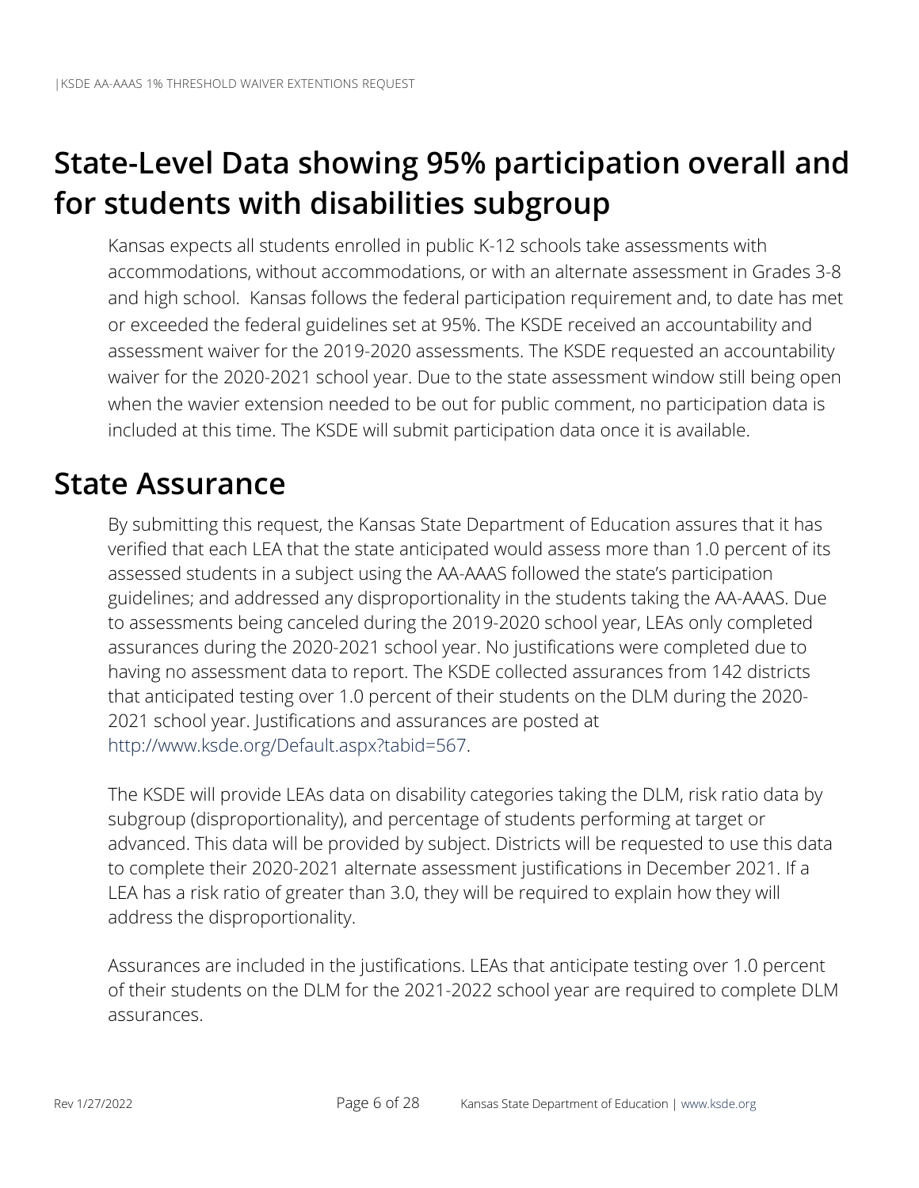## State-Level Data showing 95% participation overall and for students with disabilities subgroup

Kansas expects all students enrolled in public K-12 schools take assessments with accommodations, without accommodations, or with an alternate assessment in Grades 3-8 and high school. Kansas follows the federal participation requirement and, to date has met or exceeded the federal guidelines set at 95%. The KSDE received an accountability and assessment waiver for the 2019-2020 assessments. The KSDE requested an accountability waiver for the 2020-2021 school year. Due to the state assessment window still being open when the wavier extension needed to be out for public comment, no participation data is included at this time. The KSDE will submit participation data once it is available.

## State Assurance

By submitting this request, the Kansas State Department of Education assures that it has verified that each LEA that the state anticipated would assess more than 1.0 percent of its assessed students in a subject using the AA-AAAS followed the state's participation guidelines; and addressed any disproportionality in the students taking the AA-AAAS. Due to assessments being canceled during the 2019-2020 school year, LEAs only completed assurances during the 2020-2021 school year. No justifications were completed due to having no assessment data to report. The KSDE collected assurances from 142 districts that anticipated testing over 1.0 percent of their students on the DLM during the 2020-2021 school year. Justifications and assurances are posted at http://www.ksde.org/Default.aspx?tabid=567.

The KSDE will provide LEAs data on disability categories taking the DLM, risk ratio data by subgroup (disproportionality), and percentage of students performing at target or advanced. This data will be provided by subject. Districts will be requested to use this data to complete their 2020-2021 alternate assessment justifications in December 2021. If a LEA has a risk ratio of greater than 3.0, they will be required to explain how they will address the disproportionality.

Assurances are included in the justifications. LEAs that anticipate testing over 1.0 percent of their students on the DLM for the 2021-2022 school year are required to complete DLM assurances.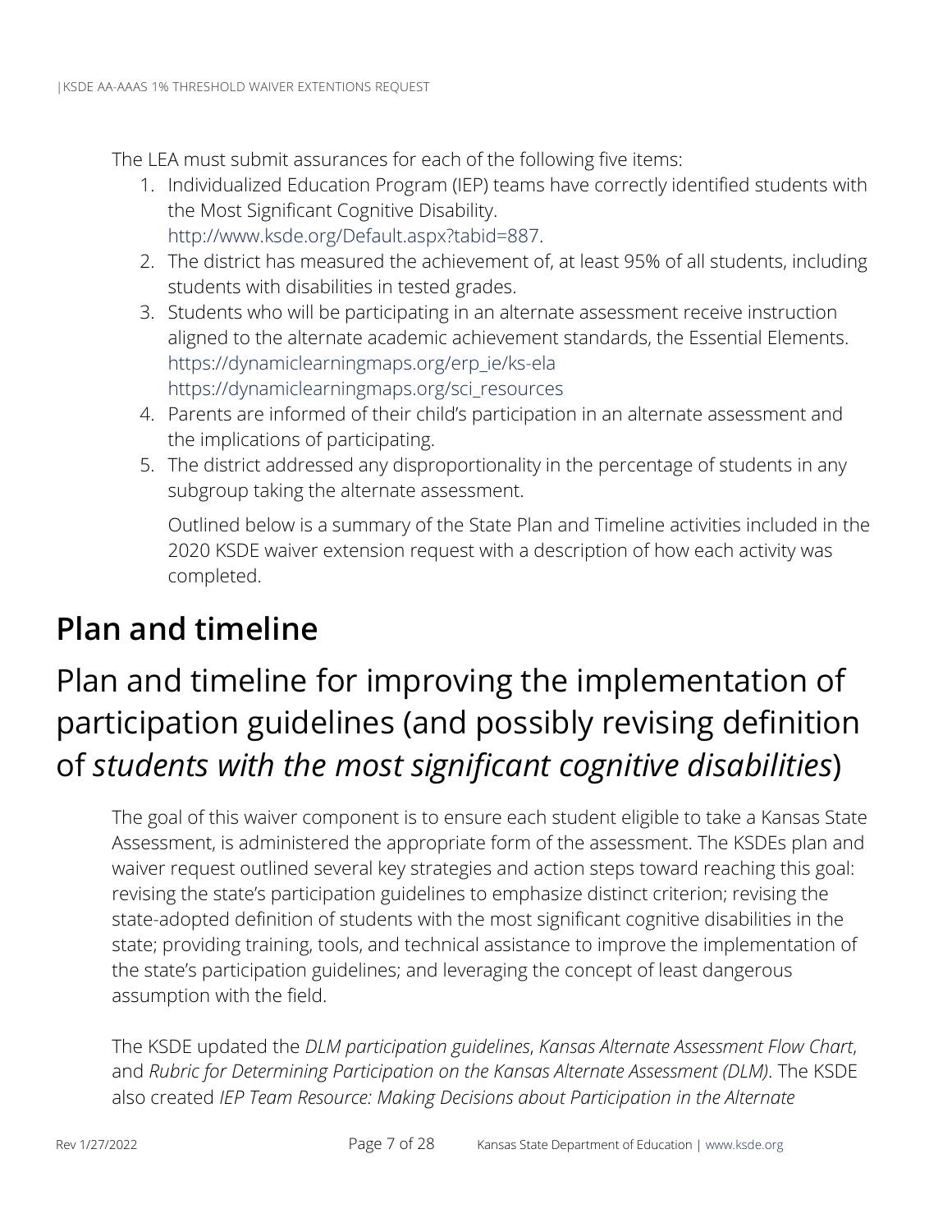The LEA must submit assurances for each of the following five items:

1. Individualized Education Program (IEP) teams have correctly identified students with the Most Significant Cognitive Disability. http://www.ksde.org/Default.aspx?tabid=887.
2. The district has measured the achievement of, at least 95% of all students, including students with disabilities in tested grades.
3. Students who will be participating in an alternate assessment receive instruction aligned to the alternate academic achievement standards, the Essential Elements. https://dynamiclearningmaps.org/erp_ie/ks-ela https://dynamiclearningmaps.org/sci_resources
4. Parents are informed of their child's participation in an alternate assessment and the implications of participating.
5. The district addressed any disproportionality in the percentage of students in any subgroup taking the alternate assessment.

   Outlined below is a summary of the State Plan and Timeline activities included in the 2020 KSDE waiver extension request with a description of how each activity was completed.

# Plan and timeline

## Plan and timeline for improving the implementation of participation guidelines (and possibly revising definition of *students with the most significant cognitive disabilities*)

The goal of this waiver component is to ensure each student eligible to take a Kansas State Assessment, is administered the appropriate form of the assessment. The KSDEs plan and waiver request outlined several key strategies and action steps toward reaching this goal: revising the state's participation guidelines to emphasize distinct criterion; revising the state-adopted definition of students with the most significant cognitive disabilities in the state; providing training, tools, and technical assistance to improve the implementation of the state's participation guidelines; and leveraging the concept of least dangerous assumption with the field.

The KSDE updated the *DLM participation guidelines*, *Kansas Alternate Assessment Flow Chart*, and *Rubric for Determining Participation on the Kansas Alternate Assessment (DLM)*. The KSDE also created *IEP Team Resource: Making Decisions about Participation in the Alternate*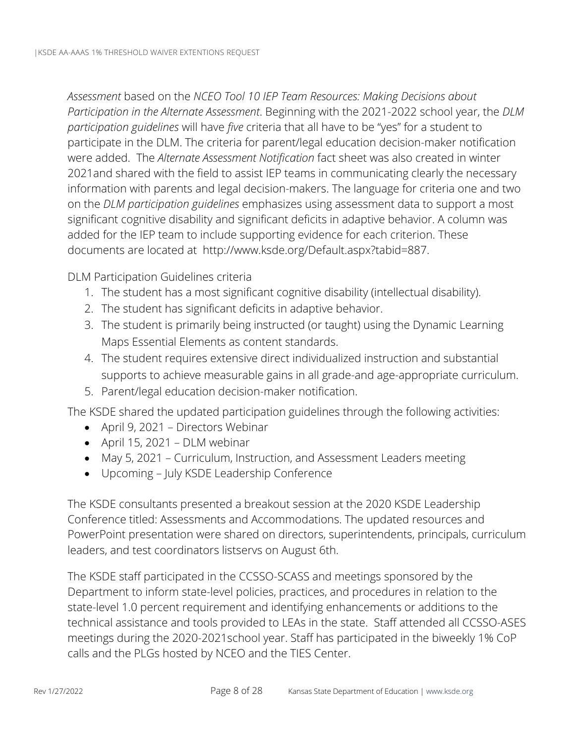*Assessment* based on the *NCEO Tool 10 IEP Team Resources: Making Decisions about Participation in the Alternate Assessment*. Beginning with the 2021-2022 school year, the *DLM participation guidelines* will have *five* criteria that all have to be "yes" for a student to participate in the DLM. The criteria for parent/legal education decision-maker notification were added. The *Alternate Assessment Notification* fact sheet was also created in winter 2021and shared with the field to assist IEP teams in communicating clearly the necessary information with parents and legal decision-makers. The language for criteria one and two on the *DLM participation guidelines* emphasizes using assessment data to support a most significant cognitive disability and significant deficits in adaptive behavior. A column was added for the IEP team to include supporting evidence for each criterion. These documents are located at http://www.ksde.org/Default.aspx?tabid=887.

DLM Participation Guidelines criteria

1. The student has a most significant cognitive disability (intellectual disability).
2. The student has significant deficits in adaptive behavior.
3. The student is primarily being instructed (or taught) using the Dynamic Learning Maps Essential Elements as content standards.
4. The student requires extensive direct individualized instruction and substantial supports to achieve measurable gains in all grade-and age-appropriate curriculum.
5. Parent/legal education decision-maker notification.

The KSDE shared the updated participation guidelines through the following activities:

- April 9, 2021 – Directors Webinar
- April 15, 2021 – DLM webinar
- May 5, 2021 – Curriculum, Instruction, and Assessment Leaders meeting
- Upcoming – July KSDE Leadership Conference

The KSDE consultants presented a breakout session at the 2020 KSDE Leadership Conference titled: Assessments and Accommodations. The updated resources and PowerPoint presentation were shared on directors, superintendents, principals, curriculum leaders, and test coordinators listservs on August 6th.

The KSDE staff participated in the CCSSO-SCASS and meetings sponsored by the Department to inform state-level policies, practices, and procedures in relation to the state-level 1.0 percent requirement and identifying enhancements or additions to the technical assistance and tools provided to LEAs in the state. Staff attended all CCSSO-ASES meetings during the 2020-2021school year. Staff has participated in the biweekly 1% CoP calls and the PLGs hosted by NCEO and the TIES Center.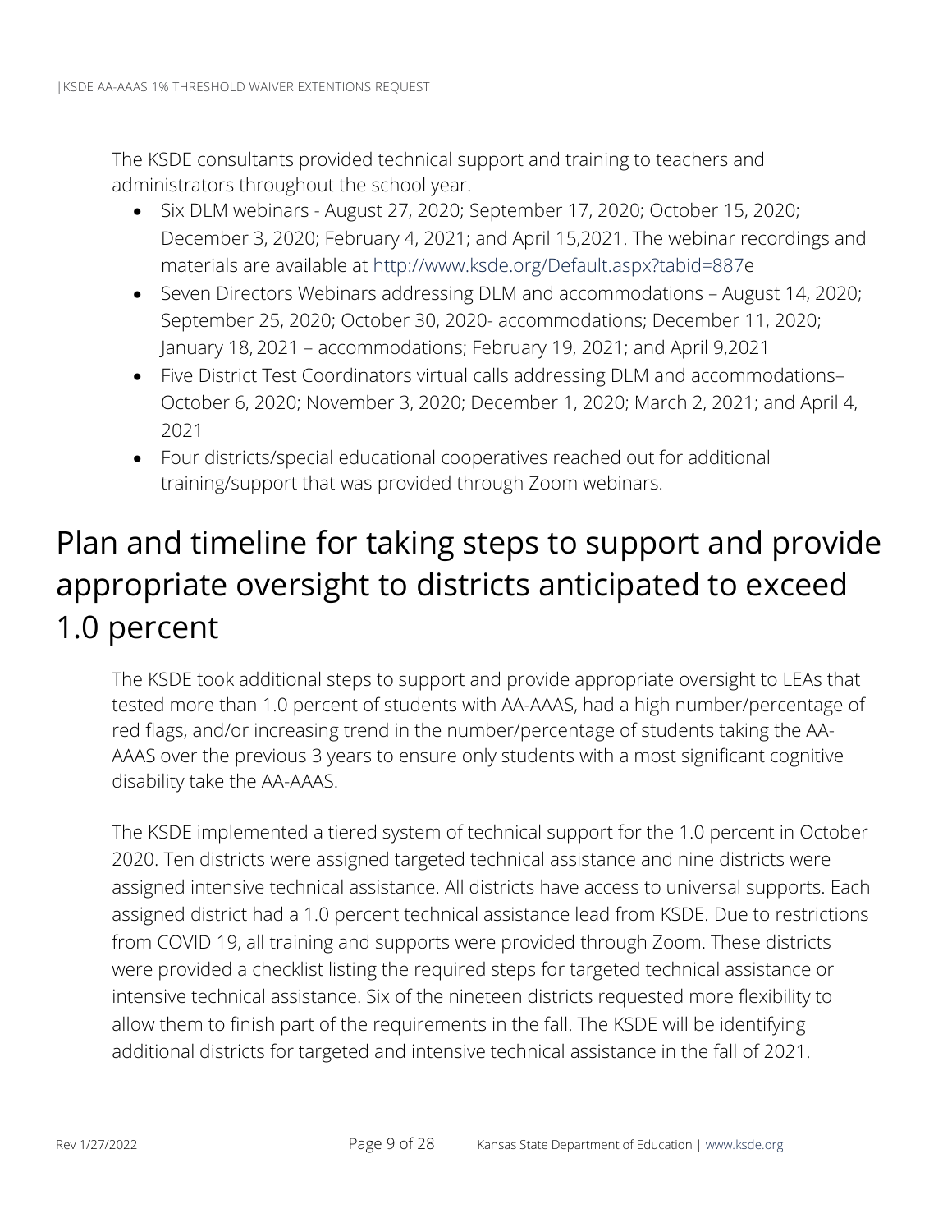The KSDE consultants provided technical support and training to teachers and administrators throughout the school year.

- Six DLM webinars - August 27, 2020; September 17, 2020; October 15, 2020; December 3, 2020; February 4, 2021; and April 15,2021. The webinar recordings and materials are available at http://www.ksde.org/Default.aspx?tabid=887e
- Seven Directors Webinars addressing DLM and accommodations – August 14, 2020; September 25, 2020; October 30, 2020- accommodations; December 11, 2020; January 18, 2021 – accommodations; February 19, 2021; and April 9,2021
- Five District Test Coordinators virtual calls addressing DLM and accommodations– October 6, 2020; November 3, 2020; December 1, 2020; March 2, 2021; and April 4, 2021
- Four districts/special educational cooperatives reached out for additional training/support that was provided through Zoom webinars.

# Plan and timeline for taking steps to support and provide appropriate oversight to districts anticipated to exceed 1.0 percent

The KSDE took additional steps to support and provide appropriate oversight to LEAs that tested more than 1.0 percent of students with AA-AAAS, had a high number/percentage of red flags, and/or increasing trend in the number/percentage of students taking the AA-AAAS over the previous 3 years to ensure only students with a most significant cognitive disability take the AA-AAAS.

The KSDE implemented a tiered system of technical support for the 1.0 percent in October 2020. Ten districts were assigned targeted technical assistance and nine districts were assigned intensive technical assistance. All districts have access to universal supports. Each assigned district had a 1.0 percent technical assistance lead from KSDE. Due to restrictions from COVID 19, all training and supports were provided through Zoom. These districts were provided a checklist listing the required steps for targeted technical assistance or intensive technical assistance. Six of the nineteen districts requested more flexibility to allow them to finish part of the requirements in the fall. The KSDE will be identifying additional districts for targeted and intensive technical assistance in the fall of 2021.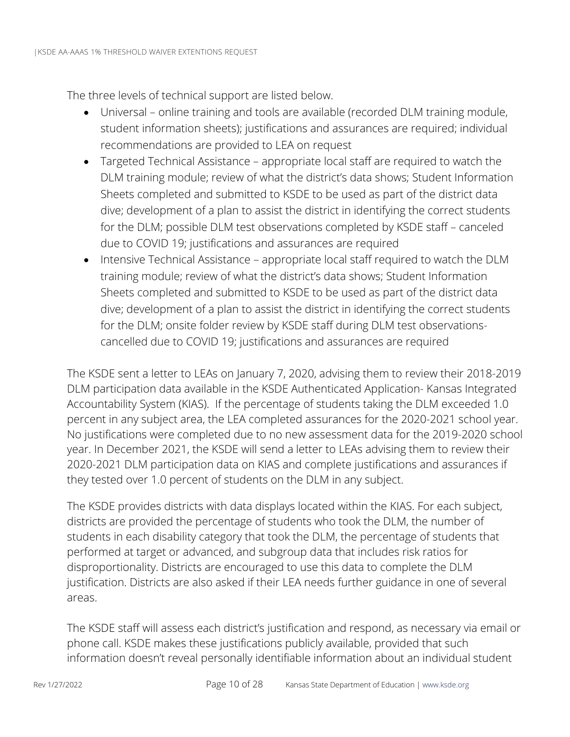The three levels of technical support are listed below.

- Universal – online training and tools are available (recorded DLM training module, student information sheets); justifications and assurances are required; individual recommendations are provided to LEA on request
- Targeted Technical Assistance – appropriate local staff are required to watch the DLM training module; review of what the district's data shows; Student Information Sheets completed and submitted to KSDE to be used as part of the district data dive; development of a plan to assist the district in identifying the correct students for the DLM; possible DLM test observations completed by KSDE staff – canceled due to COVID 19; justifications and assurances are required
- Intensive Technical Assistance – appropriate local staff required to watch the DLM training module; review of what the district's data shows; Student Information Sheets completed and submitted to KSDE to be used as part of the district data dive; development of a plan to assist the district in identifying the correct students for the DLM; onsite folder review by KSDE staff during DLM test observations-cancelled due to COVID 19; justifications and assurances are required

The KSDE sent a letter to LEAs on January 7, 2020, advising them to review their 2018-2019 DLM participation data available in the KSDE Authenticated Application- Kansas Integrated Accountability System (KIAS). If the percentage of students taking the DLM exceeded 1.0 percent in any subject area, the LEA completed assurances for the 2020-2021 school year. No justifications were completed due to no new assessment data for the 2019-2020 school year. In December 2021, the KSDE will send a letter to LEAs advising them to review their 2020-2021 DLM participation data on KIAS and complete justifications and assurances if they tested over 1.0 percent of students on the DLM in any subject.

The KSDE provides districts with data displays located within the KIAS. For each subject, districts are provided the percentage of students who took the DLM, the number of students in each disability category that took the DLM, the percentage of students that performed at target or advanced, and subgroup data that includes risk ratios for disproportionality. Districts are encouraged to use this data to complete the DLM justification. Districts are also asked if their LEA needs further guidance in one of several areas.

The KSDE staff will assess each district's justification and respond, as necessary via email or phone call. KSDE makes these justifications publicly available, provided that such information doesn't reveal personally identifiable information about an individual student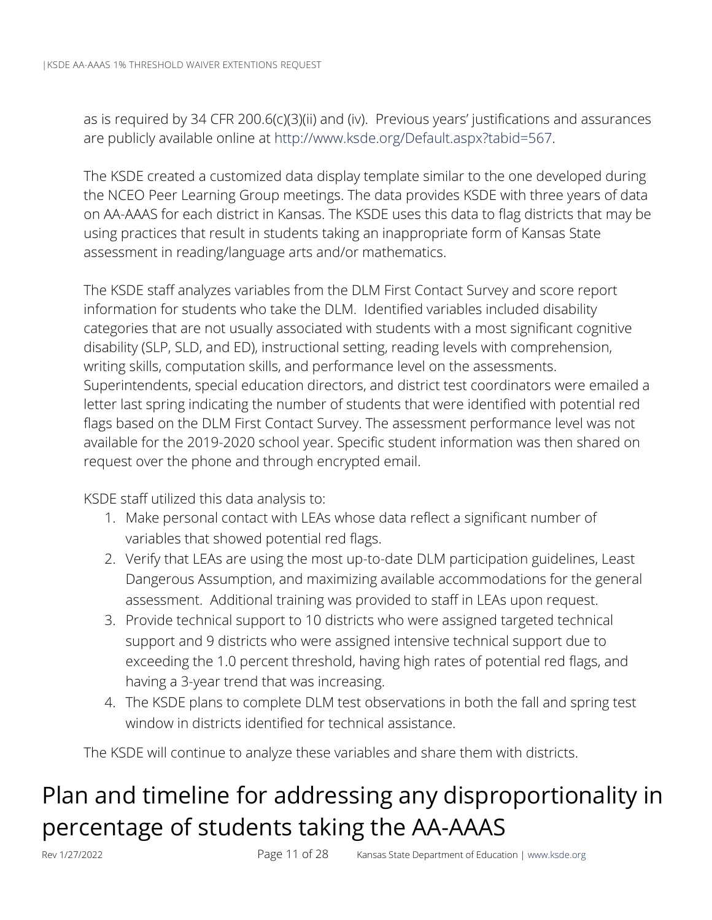as is required by 34 CFR 200.6(c)(3)(ii) and (iv). Previous years' justifications and assurances are publicly available online at http://www.ksde.org/Default.aspx?tabid=567.

The KSDE created a customized data display template similar to the one developed during the NCEO Peer Learning Group meetings. The data provides KSDE with three years of data on AA-AAAS for each district in Kansas. The KSDE uses this data to flag districts that may be using practices that result in students taking an inappropriate form of Kansas State assessment in reading/language arts and/or mathematics.

The KSDE staff analyzes variables from the DLM First Contact Survey and score report information for students who take the DLM. Identified variables included disability categories that are not usually associated with students with a most significant cognitive disability (SLP, SLD, and ED), instructional setting, reading levels with comprehension, writing skills, computation skills, and performance level on the assessments. Superintendents, special education directors, and district test coordinators were emailed a letter last spring indicating the number of students that were identified with potential red flags based on the DLM First Contact Survey. The assessment performance level was not available for the 2019-2020 school year. Specific student information was then shared on request over the phone and through encrypted email.

KSDE staff utilized this data analysis to:

1. Make personal contact with LEAs whose data reflect a significant number of variables that showed potential red flags.
2. Verify that LEAs are using the most up-to-date DLM participation guidelines, Least Dangerous Assumption, and maximizing available accommodations for the general assessment. Additional training was provided to staff in LEAs upon request.
3. Provide technical support to 10 districts who were assigned targeted technical support and 9 districts who were assigned intensive technical support due to exceeding the 1.0 percent threshold, having high rates of potential red flags, and having a 3-year trend that was increasing.
4. The KSDE plans to complete DLM test observations in both the fall and spring test window in districts identified for technical assistance.

The KSDE will continue to analyze these variables and share them with districts.

# Plan and timeline for addressing any disproportionality in percentage of students taking the AA-AAAS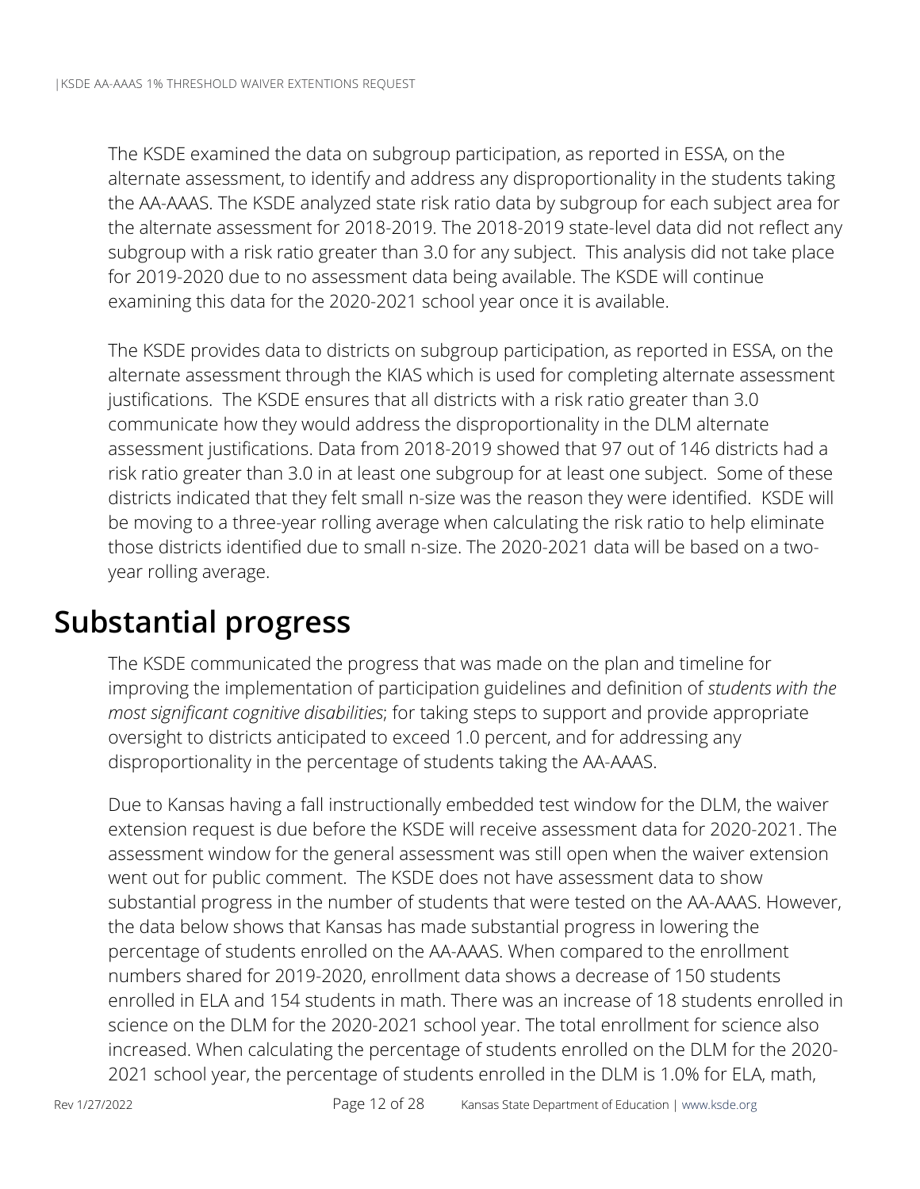The KSDE examined the data on subgroup participation, as reported in ESSA, on the alternate assessment, to identify and address any disproportionality in the students taking the AA-AAAS. The KSDE analyzed state risk ratio data by subgroup for each subject area for the alternate assessment for 2018-2019. The 2018-2019 state-level data did not reflect any subgroup with a risk ratio greater than 3.0 for any subject. This analysis did not take place for 2019-2020 due to no assessment data being available. The KSDE will continue examining this data for the 2020-2021 school year once it is available.

The KSDE provides data to districts on subgroup participation, as reported in ESSA, on the alternate assessment through the KIAS which is used for completing alternate assessment justifications. The KSDE ensures that all districts with a risk ratio greater than 3.0 communicate how they would address the disproportionality in the DLM alternate assessment justifications. Data from 2018-2019 showed that 97 out of 146 districts had a risk ratio greater than 3.0 in at least one subgroup for at least one subject. Some of these districts indicated that they felt small n-size was the reason they were identified. KSDE will be moving to a three-year rolling average when calculating the risk ratio to help eliminate those districts identified due to small n-size. The 2020-2021 data will be based on a two-year rolling average.

## Substantial progress

The KSDE communicated the progress that was made on the plan and timeline for improving the implementation of participation guidelines and definition of *students with the most significant cognitive disabilities*; for taking steps to support and provide appropriate oversight to districts anticipated to exceed 1.0 percent, and for addressing any disproportionality in the percentage of students taking the AA-AAAS.

Due to Kansas having a fall instructionally embedded test window for the DLM, the waiver extension request is due before the KSDE will receive assessment data for 2020-2021. The assessment window for the general assessment was still open when the waiver extension went out for public comment. The KSDE does not have assessment data to show substantial progress in the number of students that were tested on the AA-AAAS. However, the data below shows that Kansas has made substantial progress in lowering the percentage of students enrolled on the AA-AAAS. When compared to the enrollment numbers shared for 2019-2020, enrollment data shows a decrease of 150 students enrolled in ELA and 154 students in math. There was an increase of 18 students enrolled in science on the DLM for the 2020-2021 school year. The total enrollment for science also increased. When calculating the percentage of students enrolled on the DLM for the 2020-2021 school year, the percentage of students enrolled in the DLM is 1.0% for ELA, math,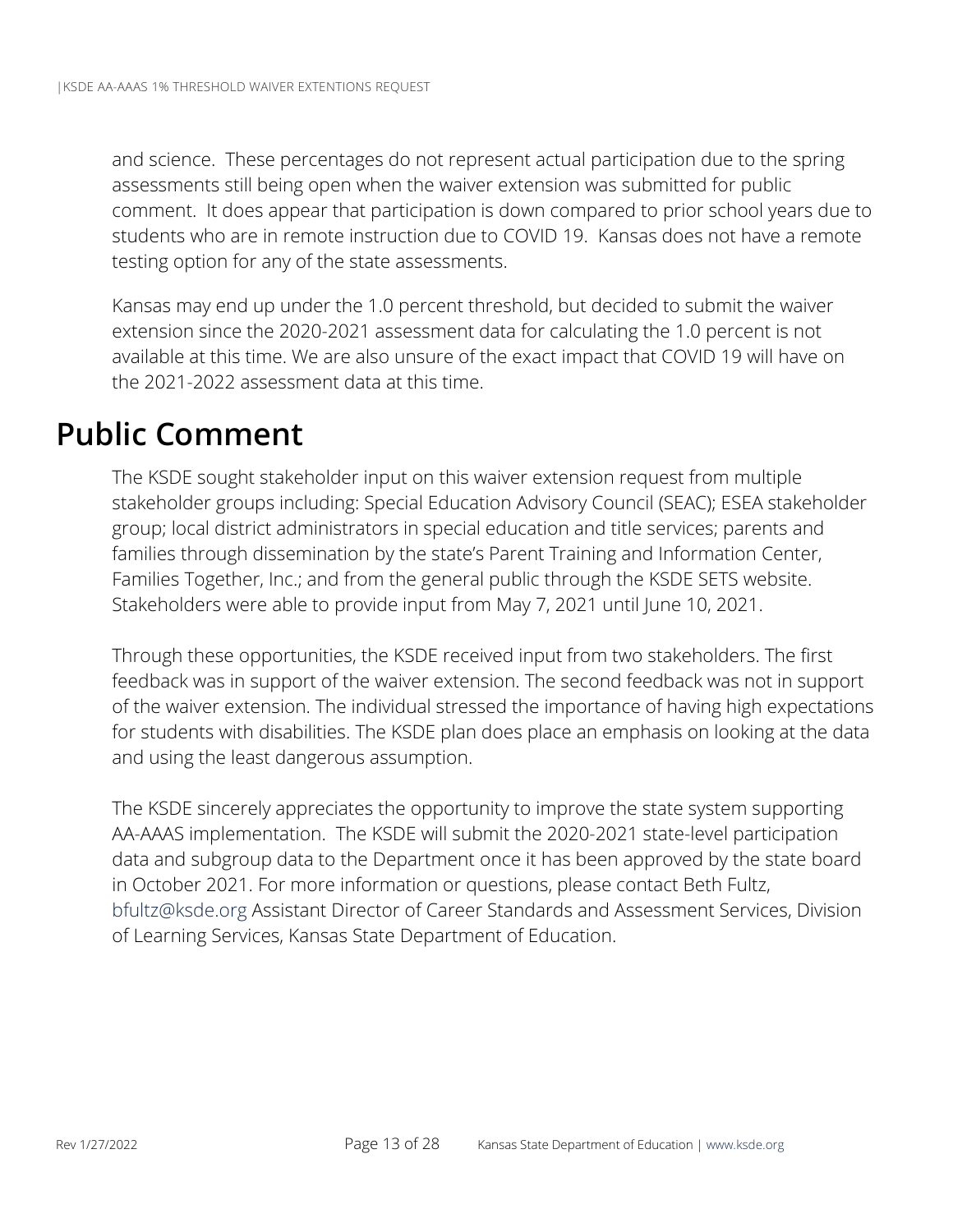and science. These percentages do not represent actual participation due to the spring assessments still being open when the waiver extension was submitted for public comment. It does appear that participation is down compared to prior school years due to students who are in remote instruction due to COVID 19. Kansas does not have a remote testing option for any of the state assessments.

Kansas may end up under the 1.0 percent threshold, but decided to submit the waiver extension since the 2020-2021 assessment data for calculating the 1.0 percent is not available at this time. We are also unsure of the exact impact that COVID 19 will have on the 2021-2022 assessment data at this time.

# Public Comment

The KSDE sought stakeholder input on this waiver extension request from multiple stakeholder groups including: Special Education Advisory Council (SEAC); ESEA stakeholder group; local district administrators in special education and title services; parents and families through dissemination by the state's Parent Training and Information Center, Families Together, Inc.; and from the general public through the KSDE SETS website. Stakeholders were able to provide input from May 7, 2021 until June 10, 2021.

Through these opportunities, the KSDE received input from two stakeholders. The first feedback was in support of the waiver extension. The second feedback was not in support of the waiver extension. The individual stressed the importance of having high expectations for students with disabilities. The KSDE plan does place an emphasis on looking at the data and using the least dangerous assumption.

The KSDE sincerely appreciates the opportunity to improve the state system supporting AA-AAAS implementation. The KSDE will submit the 2020-2021 state-level participation data and subgroup data to the Department once it has been approved by the state board in October 2021. For more information or questions, please contact Beth Fultz, bfultz@ksde.org Assistant Director of Career Standards and Assessment Services, Division of Learning Services, Kansas State Department of Education.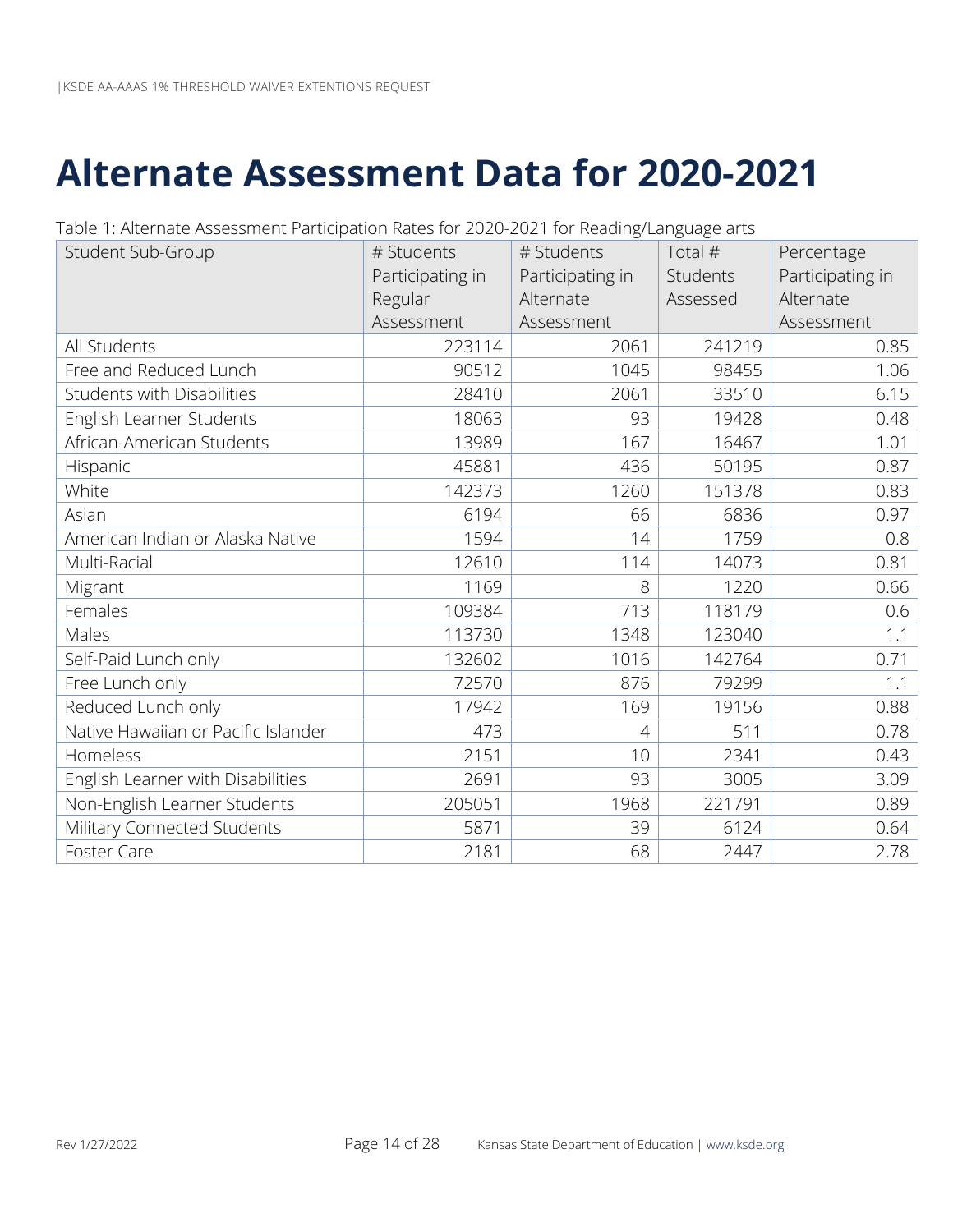# Alternate Assessment Data for 2020-2021

Table 1: Alternate Assessment Participation Rates for 2020-2021 for Reading/Language arts

| Student Sub-Group | # Students Participating in Regular Assessment | # Students Participating in Alternate Assessment | Total # Students Assessed | Percentage Participating in Alternate Assessment |
|---|---|---|---|---|
| All Students | 223114 | 2061 | 241219 | 0.85 |
| Free and Reduced Lunch | 90512 | 1045 | 98455 | 1.06 |
| Students with Disabilities | 28410 | 2061 | 33510 | 6.15 |
| English Learner Students | 18063 | 93 | 19428 | 0.48 |
| African-American Students | 13989 | 167 | 16467 | 1.01 |
| Hispanic | 45881 | 436 | 50195 | 0.87 |
| White | 142373 | 1260 | 151378 | 0.83 |
| Asian | 6194 | 66 | 6836 | 0.97 |
| American Indian or Alaska Native | 1594 | 14 | 1759 | 0.8 |
| Multi-Racial | 12610 | 114 | 14073 | 0.81 |
| Migrant | 1169 | 8 | 1220 | 0.66 |
| Females | 109384 | 713 | 118179 | 0.6 |
| Males | 113730 | 1348 | 123040 | 1.1 |
| Self-Paid Lunch only | 132602 | 1016 | 142764 | 0.71 |
| Free Lunch only | 72570 | 876 | 79299 | 1.1 |
| Reduced Lunch only | 17942 | 169 | 19156 | 0.88 |
| Native Hawaiian or Pacific Islander | 473 | 4 | 511 | 0.78 |
| Homeless | 2151 | 10 | 2341 | 0.43 |
| English Learner with Disabilities | 2691 | 93 | 3005 | 3.09 |
| Non-English Learner Students | 205051 | 1968 | 221791 | 0.89 |
| Military Connected Students | 5871 | 39 | 6124 | 0.64 |
| Foster Care | 2181 | 68 | 2447 | 2.78 |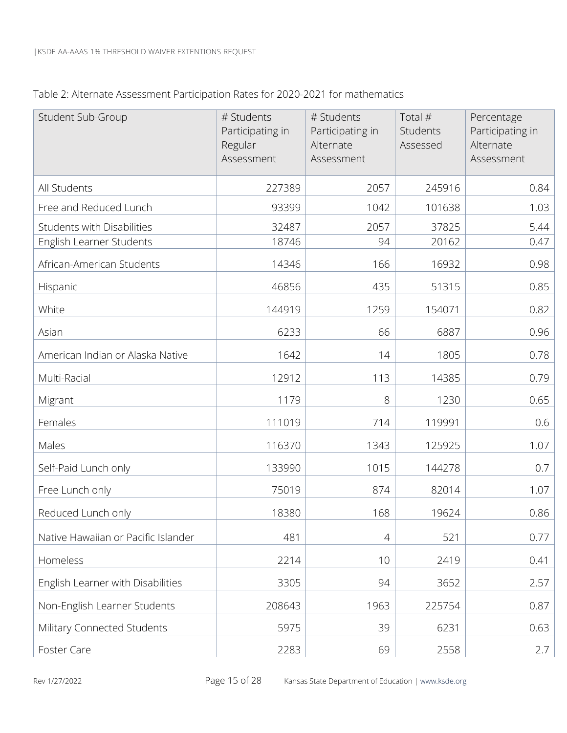Table 2: Alternate Assessment Participation Rates for 2020-2021 for mathematics

| Student Sub-Group | # Students Participating in Regular Assessment | # Students Participating in Alternate Assessment | Total # Students Assessed | Percentage Participating in Alternate Assessment |
|---|---|---|---|---|
| All Students | 227389 | 2057 | 245916 | 0.84 |
| Free and Reduced Lunch | 93399 | 1042 | 101638 | 1.03 |
| Students with Disabilities | 32487 | 2057 | 37825 | 5.44 |
| English Learner Students | 18746 | 94 | 20162 | 0.47 |
| African-American Students | 14346 | 166 | 16932 | 0.98 |
| Hispanic | 46856 | 435 | 51315 | 0.85 |
| White | 144919 | 1259 | 154071 | 0.82 |
| Asian | 6233 | 66 | 6887 | 0.96 |
| American Indian or Alaska Native | 1642 | 14 | 1805 | 0.78 |
| Multi-Racial | 12912 | 113 | 14385 | 0.79 |
| Migrant | 1179 | 8 | 1230 | 0.65 |
| Females | 111019 | 714 | 119991 | 0.6 |
| Males | 116370 | 1343 | 125925 | 1.07 |
| Self-Paid Lunch only | 133990 | 1015 | 144278 | 0.7 |
| Free Lunch only | 75019 | 874 | 82014 | 1.07 |
| Reduced Lunch only | 18380 | 168 | 19624 | 0.86 |
| Native Hawaiian or Pacific Islander | 481 | 4 | 521 | 0.77 |
| Homeless | 2214 | 10 | 2419 | 0.41 |
| English Learner with Disabilities | 3305 | 94 | 3652 | 2.57 |
| Non-English Learner Students | 208643 | 1963 | 225754 | 0.87 |
| Military Connected Students | 5975 | 39 | 6231 | 0.63 |
| Foster Care | 2283 | 69 | 2558 | 2.7 |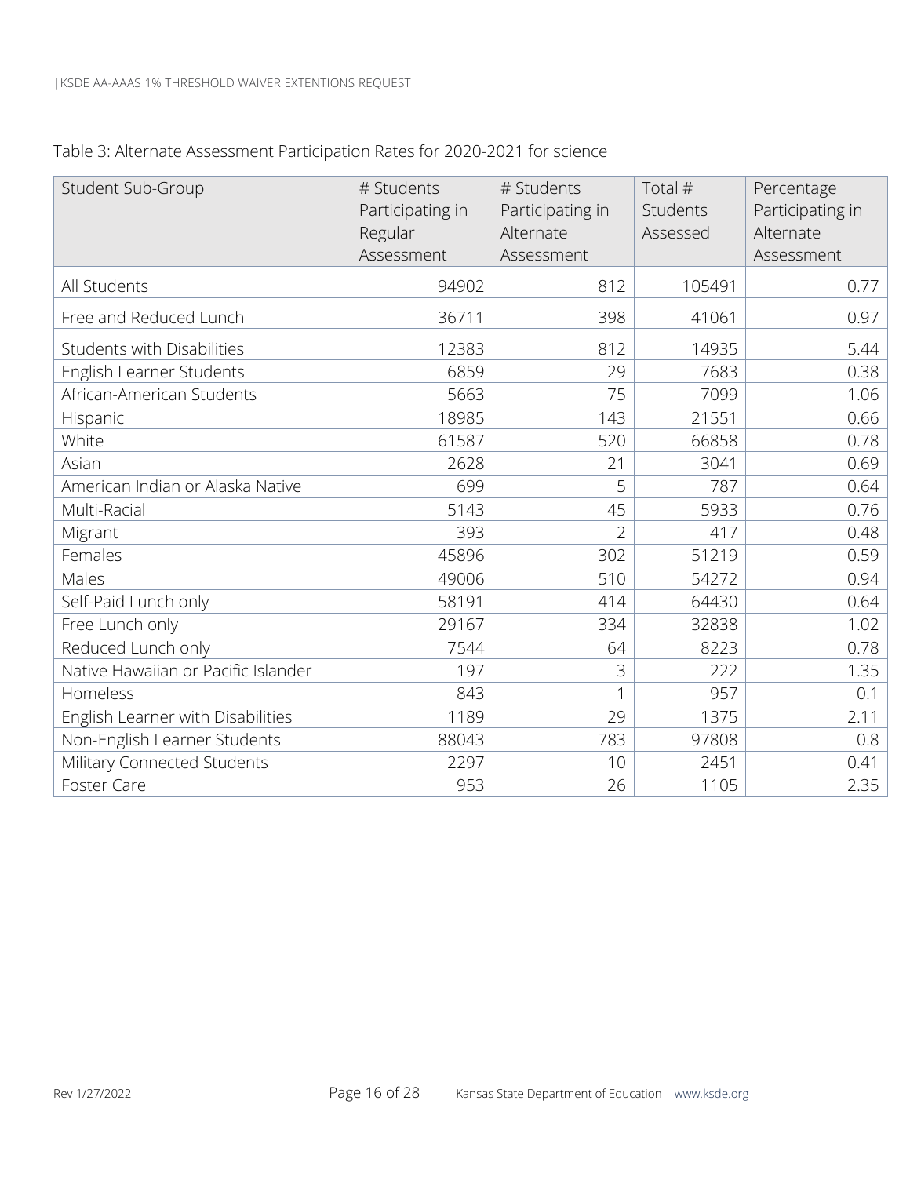Table 3: Alternate Assessment Participation Rates for 2020-2021 for science

| Student Sub-Group | # Students Participating in Regular Assessment | # Students Participating in Alternate Assessment | Total # Students Assessed | Percentage Participating in Alternate Assessment |
|---|---|---|---|---|
| All Students | 94902 | 812 | 105491 | 0.77 |
| Free and Reduced Lunch | 36711 | 398 | 41061 | 0.97 |
| Students with Disabilities | 12383 | 812 | 14935 | 5.44 |
| English Learner Students | 6859 | 29 | 7683 | 0.38 |
| African-American Students | 5663 | 75 | 7099 | 1.06 |
| Hispanic | 18985 | 143 | 21551 | 0.66 |
| White | 61587 | 520 | 66858 | 0.78 |
| Asian | 2628 | 21 | 3041 | 0.69 |
| American Indian or Alaska Native | 699 | 5 | 787 | 0.64 |
| Multi-Racial | 5143 | 45 | 5933 | 0.76 |
| Migrant | 393 | 2 | 417 | 0.48 |
| Females | 45896 | 302 | 51219 | 0.59 |
| Males | 49006 | 510 | 54272 | 0.94 |
| Self-Paid Lunch only | 58191 | 414 | 64430 | 0.64 |
| Free Lunch only | 29167 | 334 | 32838 | 1.02 |
| Reduced Lunch only | 7544 | 64 | 8223 | 0.78 |
| Native Hawaiian or Pacific Islander | 197 | 3 | 222 | 1.35 |
| Homeless | 843 | 1 | 957 | 0.1 |
| English Learner with Disabilities | 1189 | 29 | 1375 | 2.11 |
| Non-English Learner Students | 88043 | 783 | 97808 | 0.8 |
| Military Connected Students | 2297 | 10 | 2451 | 0.41 |
| Foster Care | 953 | 26 | 1105 | 2.35 |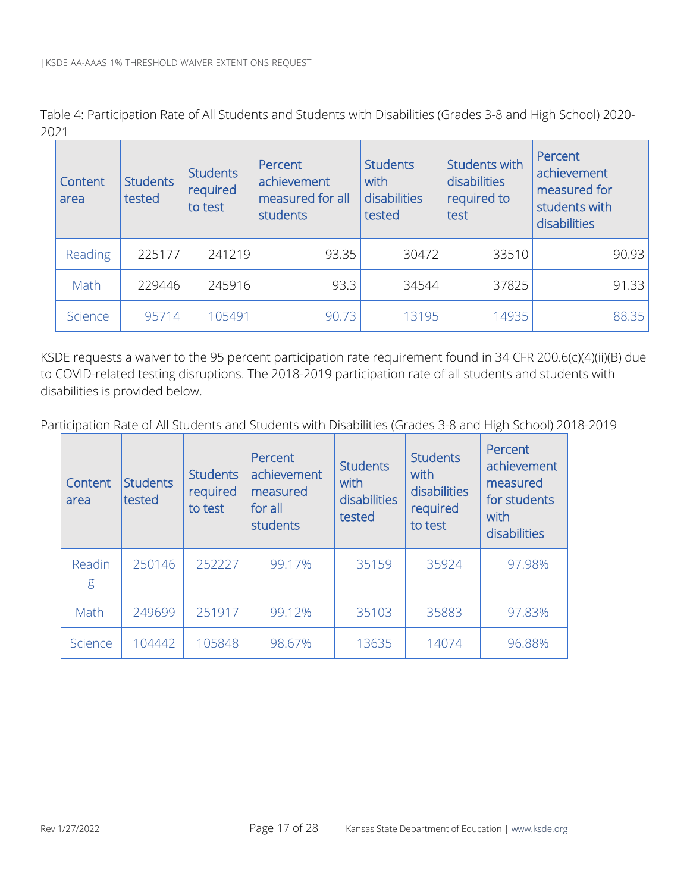Table 4: Participation Rate of All Students and Students with Disabilities (Grades 3-8 and High School) 2020-2021

| Content area | Students tested | Students required to test | Percent achievement measured for all students | Students with disabilities tested | Students with disabilities required to test | Percent achievement measured for students with disabilities |
|---|---|---|---|---|---|---|
| Reading | 225177 | 241219 | 93.35 | 30472 | 33510 | 90.93 |
| Math | 229446 | 245916 | 93.3 | 34544 | 37825 | 91.33 |
| Science | 95714 | 105491 | 90.73 | 13195 | 14935 | 88.35 |

KSDE requests a waiver to the 95 percent participation rate requirement found in 34 CFR 200.6(c)(4)(ii)(B) due to COVID-related testing disruptions. The 2018-2019 participation rate of all students and students with disabilities is provided below.

Participation Rate of All Students and Students with Disabilities (Grades 3-8 and High School) 2018-2019

| Content area | Students tested | Students required to test | Percent achievement measured for all students | Students with disabilities tested | Students with disabilities required to test | Percent achievement measured for students with disabilities |
|---|---|---|---|---|---|---|
| Reading | 250146 | 252227 | 99.17% | 35159 | 35924 | 97.98% |
| Math | 249699 | 251917 | 99.12% | 35103 | 35883 | 97.83% |
| Science | 104442 | 105848 | 98.67% | 13635 | 14074 | 96.88% |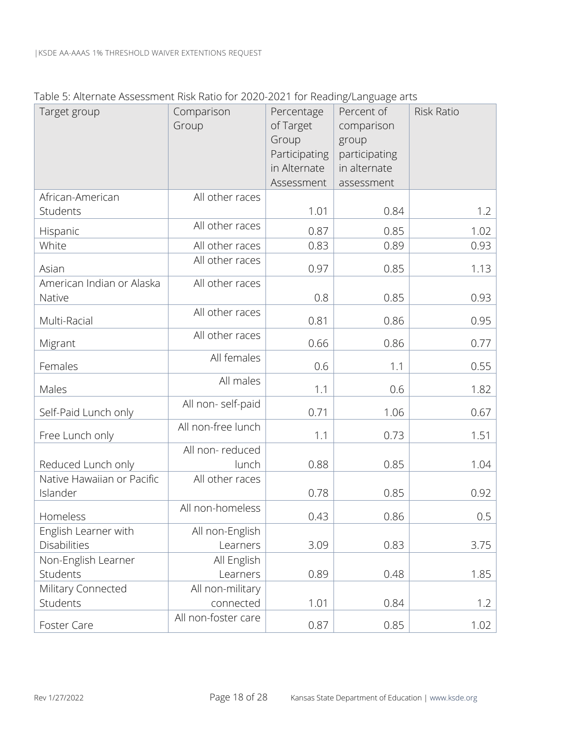Table 5: Alternate Assessment Risk Ratio for 2020-2021 for Reading/Language arts

| Target group | Comparison Group | Percentage of Target Group Participating in Alternate Assessment | Percent of comparison group participating in alternate assessment | Risk Ratio |
|---|---|---|---|---|
| African-American Students | All other races | 1.01 | 0.84 | 1.2 |
| Hispanic | All other races | 0.87 | 0.85 | 1.02 |
| White | All other races | 0.83 | 0.89 | 0.93 |
| Asian | All other races | 0.97 | 0.85 | 1.13 |
| American Indian or Alaska Native | All other races | 0.8 | 0.85 | 0.93 |
| Multi-Racial | All other races | 0.81 | 0.86 | 0.95 |
| Migrant | All other races | 0.66 | 0.86 | 0.77 |
| Females | All females | 0.6 | 1.1 | 0.55 |
| Males | All males | 1.1 | 0.6 | 1.82 |
| Self-Paid Lunch only | All non- self-paid | 0.71 | 1.06 | 0.67 |
| Free Lunch only | All non-free lunch | 1.1 | 0.73 | 1.51 |
| Reduced Lunch only | All non- reduced lunch | 0.88 | 0.85 | 1.04 |
| Native Hawaiian or Pacific Islander | All other races | 0.78 | 0.85 | 0.92 |
| Homeless | All non-homeless | 0.43 | 0.86 | 0.5 |
| English Learner with Disabilities | All non-English Learners | 3.09 | 0.83 | 3.75 |
| Non-English Learner Students | All English Learners | 0.89 | 0.48 | 1.85 |
| Military Connected Students | All non-military connected | 1.01 | 0.84 | 1.2 |
| Foster Care | All non-foster care | 0.87 | 0.85 | 1.02 |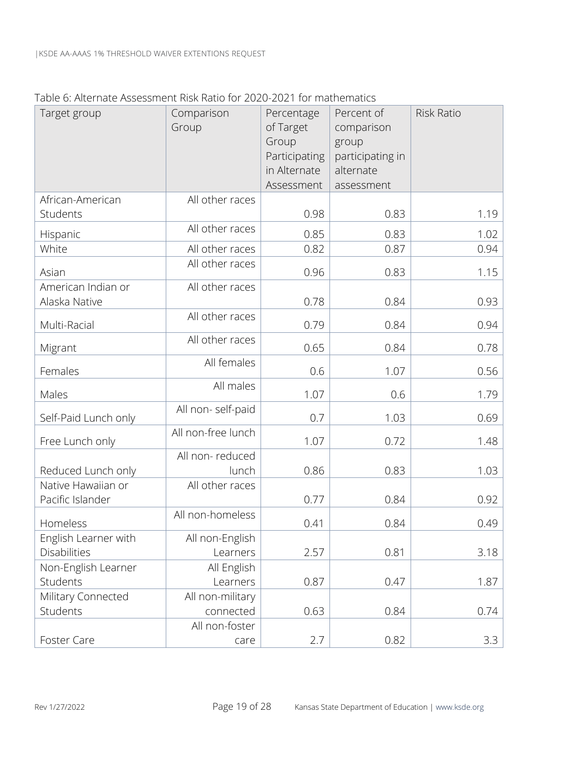Table 6: Alternate Assessment Risk Ratio for 2020-2021 for mathematics

| Target group | Comparison Group | Percentage of Target Group Participating in Alternate Assessment | Percent of comparison group participating in alternate assessment | Risk Ratio |
|---|---|---|---|---|
| African-American Students | All other races | 0.98 | 0.83 | 1.19 |
| Hispanic | All other races | 0.85 | 0.83 | 1.02 |
| White | All other races | 0.82 | 0.87 | 0.94 |
| Asian | All other races | 0.96 | 0.83 | 1.15 |
| American Indian or Alaska Native | All other races | 0.78 | 0.84 | 0.93 |
| Multi-Racial | All other races | 0.79 | 0.84 | 0.94 |
| Migrant | All other races | 0.65 | 0.84 | 0.78 |
| Females | All females | 0.6 | 1.07 | 0.56 |
| Males | All males | 1.07 | 0.6 | 1.79 |
| Self-Paid Lunch only | All non- self-paid | 0.7 | 1.03 | 0.69 |
| Free Lunch only | All non-free lunch | 1.07 | 0.72 | 1.48 |
| Reduced Lunch only | All non- reduced lunch | 0.86 | 0.83 | 1.03 |
| Native Hawaiian or Pacific Islander | All other races | 0.77 | 0.84 | 0.92 |
| Homeless | All non-homeless | 0.41 | 0.84 | 0.49 |
| English Learner with Disabilities | All non-English Learners | 2.57 | 0.81 | 3.18 |
| Non-English Learner Students | All English Learners | 0.87 | 0.47 | 1.87 |
| Military Connected Students | All non-military connected | 0.63 | 0.84 | 0.74 |
| Foster Care | All non-foster care | 2.7 | 0.82 | 3.3 |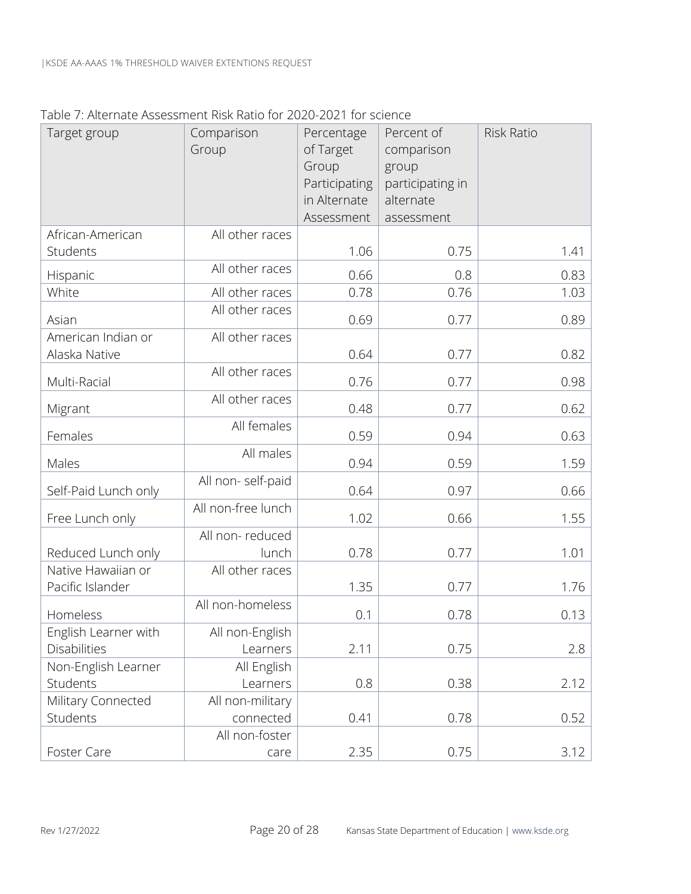Table 7: Alternate Assessment Risk Ratio for 2020-2021 for science

| Target group | Comparison Group | Percentage of Target Group Participating in Alternate Assessment | Percent of comparison group participating in alternate assessment | Risk Ratio |
|---|---|---|---|---|
| African-American Students | All other races | 1.06 | 0.75 | 1.41 |
| Hispanic | All other races | 0.66 | 0.8 | 0.83 |
| White | All other races | 0.78 | 0.76 | 1.03 |
| Asian | All other races | 0.69 | 0.77 | 0.89 |
| American Indian or Alaska Native | All other races | 0.64 | 0.77 | 0.82 |
| Multi-Racial | All other races | 0.76 | 0.77 | 0.98 |
| Migrant | All other races | 0.48 | 0.77 | 0.62 |
| Females | All females | 0.59 | 0.94 | 0.63 |
| Males | All males | 0.94 | 0.59 | 1.59 |
| Self-Paid Lunch only | All non- self-paid | 0.64 | 0.97 | 0.66 |
| Free Lunch only | All non-free lunch | 1.02 | 0.66 | 1.55 |
| Reduced Lunch only | All non- reduced lunch | 0.78 | 0.77 | 1.01 |
| Native Hawaiian or Pacific Islander | All other races | 1.35 | 0.77 | 1.76 |
| Homeless | All non-homeless | 0.1 | 0.78 | 0.13 |
| English Learner with Disabilities | All non-English Learners | 2.11 | 0.75 | 2.8 |
| Non-English Learner Students | All English Learners | 0.8 | 0.38 | 2.12 |
| Military Connected Students | All non-military connected | 0.41 | 0.78 | 0.52 |
| Foster Care | All non-foster care | 2.35 | 0.75 | 3.12 |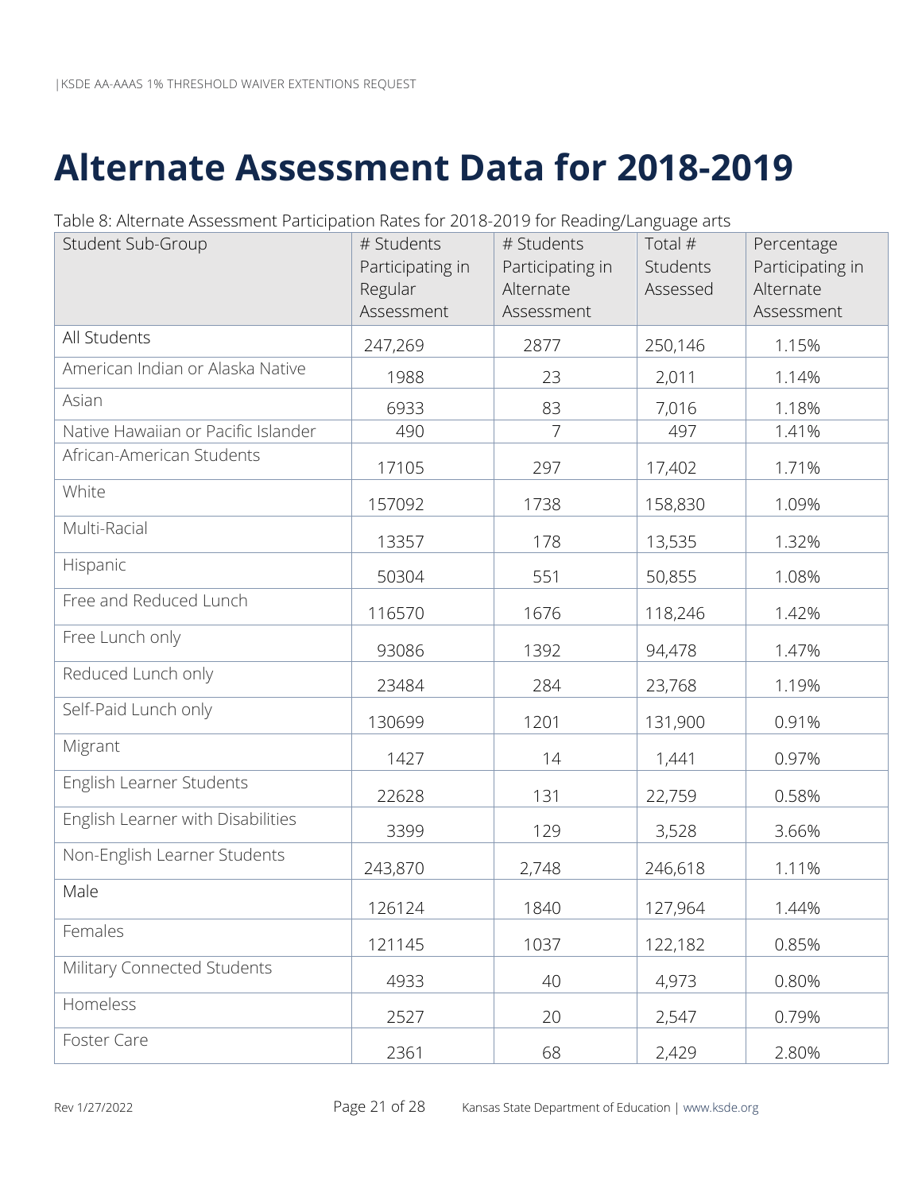# Alternate Assessment Data for 2018-2019

Table 8: Alternate Assessment Participation Rates for 2018-2019 for Reading/Language arts

| Student Sub-Group | # Students Participating in Regular Assessment | # Students Participating in Alternate Assessment | Total # Students Assessed | Percentage Participating in Alternate Assessment |
|---|---|---|---|---|
| All Students | 247,269 | 2877 | 250,146 | 1.15% |
| American Indian or Alaska Native | 1988 | 23 | 2,011 | 1.14% |
| Asian | 6933 | 83 | 7,016 | 1.18% |
| Native Hawaiian or Pacific Islander | 490 | 7 | 497 | 1.41% |
| African-American Students | 17105 | 297 | 17,402 | 1.71% |
| White | 157092 | 1738 | 158,830 | 1.09% |
| Multi-Racial | 13357 | 178 | 13,535 | 1.32% |
| Hispanic | 50304 | 551 | 50,855 | 1.08% |
| Free and Reduced Lunch | 116570 | 1676 | 118,246 | 1.42% |
| Free Lunch only | 93086 | 1392 | 94,478 | 1.47% |
| Reduced Lunch only | 23484 | 284 | 23,768 | 1.19% |
| Self-Paid Lunch only | 130699 | 1201 | 131,900 | 0.91% |
| Migrant | 1427 | 14 | 1,441 | 0.97% |
| English Learner Students | 22628 | 131 | 22,759 | 0.58% |
| English Learner with Disabilities | 3399 | 129 | 3,528 | 3.66% |
| Non-English Learner Students | 243,870 | 2,748 | 246,618 | 1.11% |
| Male | 126124 | 1840 | 127,964 | 1.44% |
| Females | 121145 | 1037 | 122,182 | 0.85% |
| Military Connected Students | 4933 | 40 | 4,973 | 0.80% |
| Homeless | 2527 | 20 | 2,547 | 0.79% |
| Foster Care | 2361 | 68 | 2,429 | 2.80% |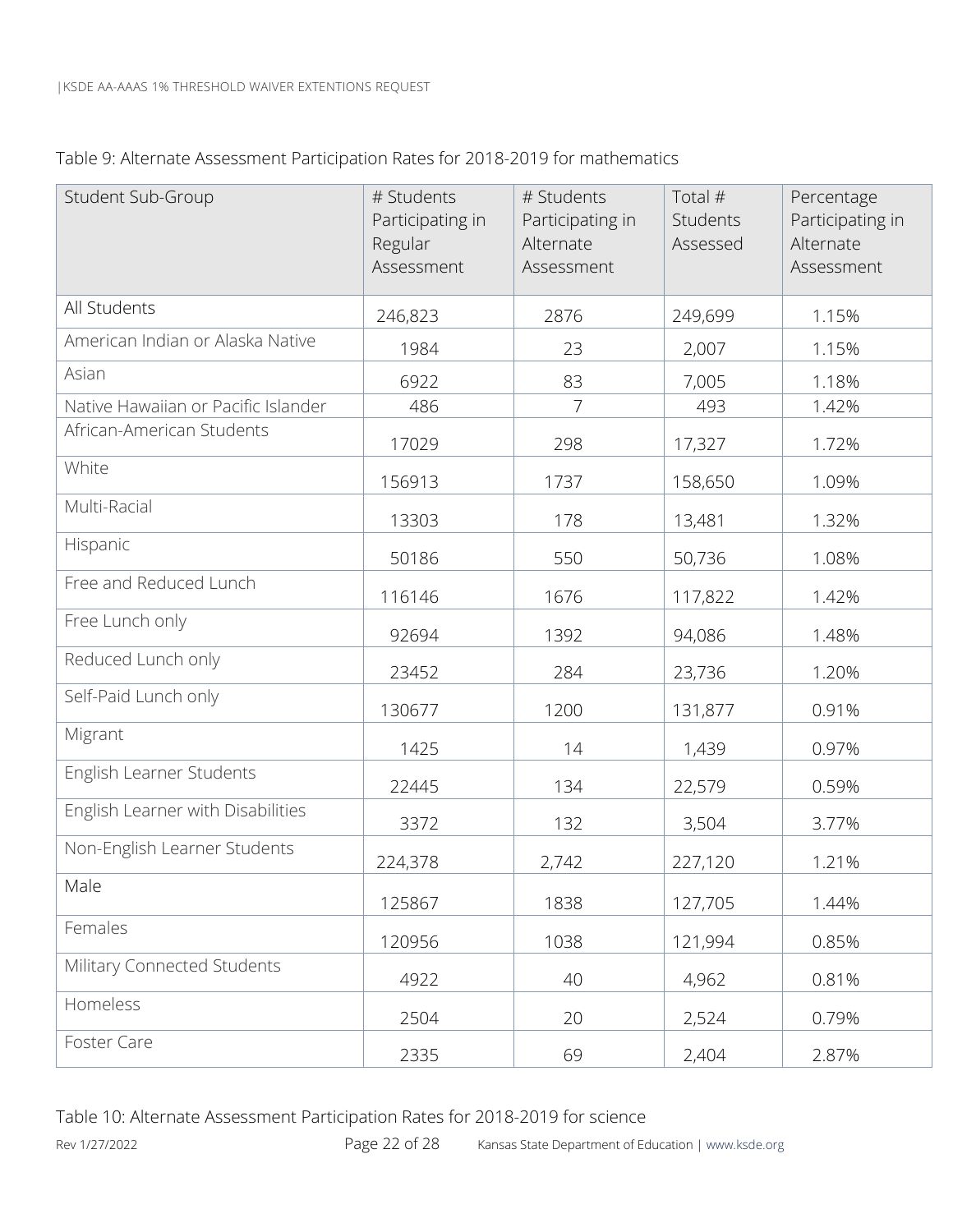Table 9: Alternate Assessment Participation Rates for 2018-2019 for mathematics

| Student Sub-Group | # Students Participating in Regular Assessment | # Students Participating in Alternate Assessment | Total # Students Assessed | Percentage Participating in Alternate Assessment |
|---|---|---|---|---|
| All Students | 246,823 | 2876 | 249,699 | 1.15% |
| American Indian or Alaska Native | 1984 | 23 | 2,007 | 1.15% |
| Asian | 6922 | 83 | 7,005 | 1.18% |
| Native Hawaiian or Pacific Islander | 486 | 7 | 493 | 1.42% |
| African-American Students | 17029 | 298 | 17,327 | 1.72% |
| White | 156913 | 1737 | 158,650 | 1.09% |
| Multi-Racial | 13303 | 178 | 13,481 | 1.32% |
| Hispanic | 50186 | 550 | 50,736 | 1.08% |
| Free and Reduced Lunch | 116146 | 1676 | 117,822 | 1.42% |
| Free Lunch only | 92694 | 1392 | 94,086 | 1.48% |
| Reduced Lunch only | 23452 | 284 | 23,736 | 1.20% |
| Self-Paid Lunch only | 130677 | 1200 | 131,877 | 0.91% |
| Migrant | 1425 | 14 | 1,439 | 0.97% |
| English Learner Students | 22445 | 134 | 22,579 | 0.59% |
| English Learner with Disabilities | 3372 | 132 | 3,504 | 3.77% |
| Non-English Learner Students | 224,378 | 2,742 | 227,120 | 1.21% |
| Male | 125867 | 1838 | 127,705 | 1.44% |
| Females | 120956 | 1038 | 121,994 | 0.85% |
| Military Connected Students | 4922 | 40 | 4,962 | 0.81% |
| Homeless | 2504 | 20 | 2,524 | 0.79% |
| Foster Care | 2335 | 69 | 2,404 | 2.87% |

Table 10: Alternate Assessment Participation Rates for 2018-2019 for science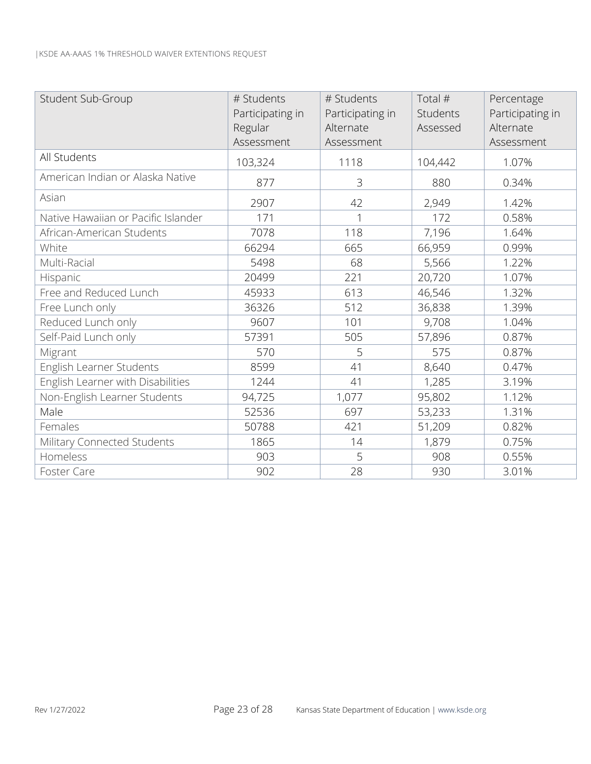| Student Sub-Group | # Students Participating in Regular Assessment | # Students Participating in Alternate Assessment | Total # Students Assessed | Percentage Participating in Alternate Assessment |
|---|---|---|---|---|
| All Students | 103,324 | 1118 | 104,442 | 1.07% |
| American Indian or Alaska Native | 877 | 3 | 880 | 0.34% |
| Asian | 2907 | 42 | 2,949 | 1.42% |
| Native Hawaiian or Pacific Islander | 171 | 1 | 172 | 0.58% |
| African-American Students | 7078 | 118 | 7,196 | 1.64% |
| White | 66294 | 665 | 66,959 | 0.99% |
| Multi-Racial | 5498 | 68 | 5,566 | 1.22% |
| Hispanic | 20499 | 221 | 20,720 | 1.07% |
| Free and Reduced Lunch | 45933 | 613 | 46,546 | 1.32% |
| Free Lunch only | 36326 | 512 | 36,838 | 1.39% |
| Reduced Lunch only | 9607 | 101 | 9,708 | 1.04% |
| Self-Paid Lunch only | 57391 | 505 | 57,896 | 0.87% |
| Migrant | 570 | 5 | 575 | 0.87% |
| English Learner Students | 8599 | 41 | 8,640 | 0.47% |
| English Learner with Disabilities | 1244 | 41 | 1,285 | 3.19% |
| Non-English Learner Students | 94,725 | 1,077 | 95,802 | 1.12% |
| Male | 52536 | 697 | 53,233 | 1.31% |
| Females | 50788 | 421 | 51,209 | 0.82% |
| Military Connected Students | 1865 | 14 | 1,879 | 0.75% |
| Homeless | 903 | 5 | 908 | 0.55% |
| Foster Care | 902 | 28 | 930 | 3.01% |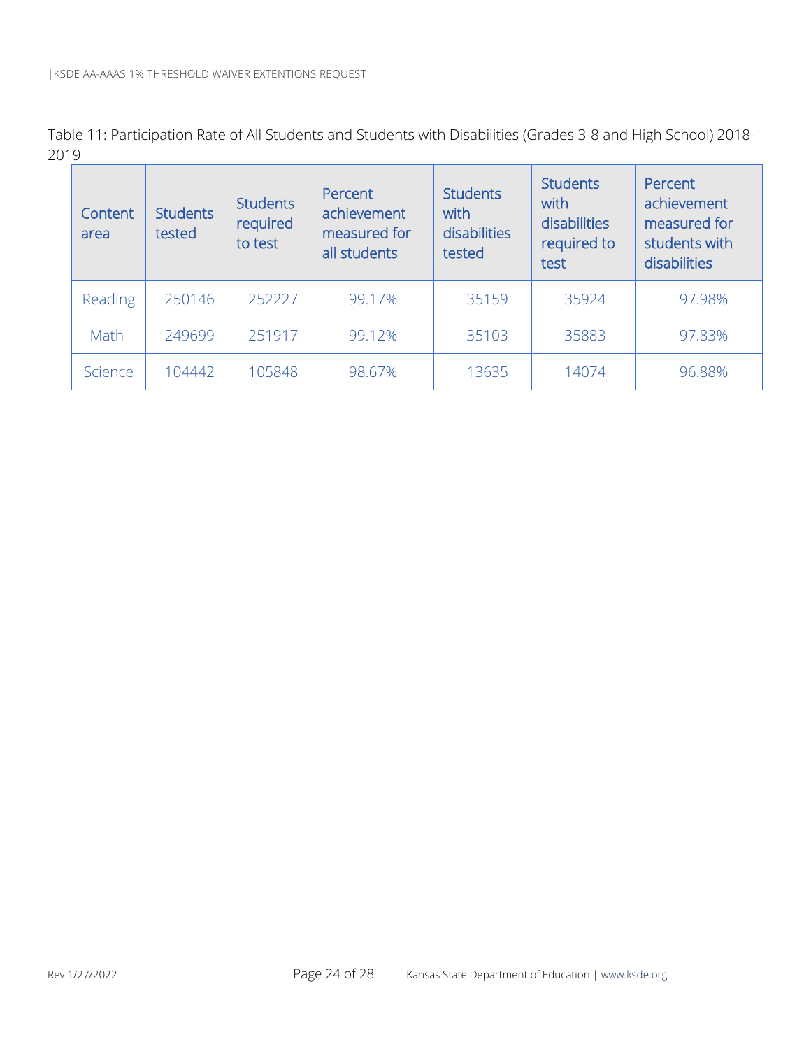Table 11: Participation Rate of All Students and Students with Disabilities (Grades 3-8 and High School) 2018-2019

| Content area | Students tested | Students required to test | Percent achievement measured for all students | Students with disabilities tested | Students with disabilities required to test | Percent achievement measured for students with disabilities |
|---|---|---|---|---|---|---|
| Reading | 250146 | 252227 | 99.17% | 35159 | 35924 | 97.98% |
| Math | 249699 | 251917 | 99.12% | 35103 | 35883 | 97.83% |
| Science | 104442 | 105848 | 98.67% | 13635 | 14074 | 96.88% |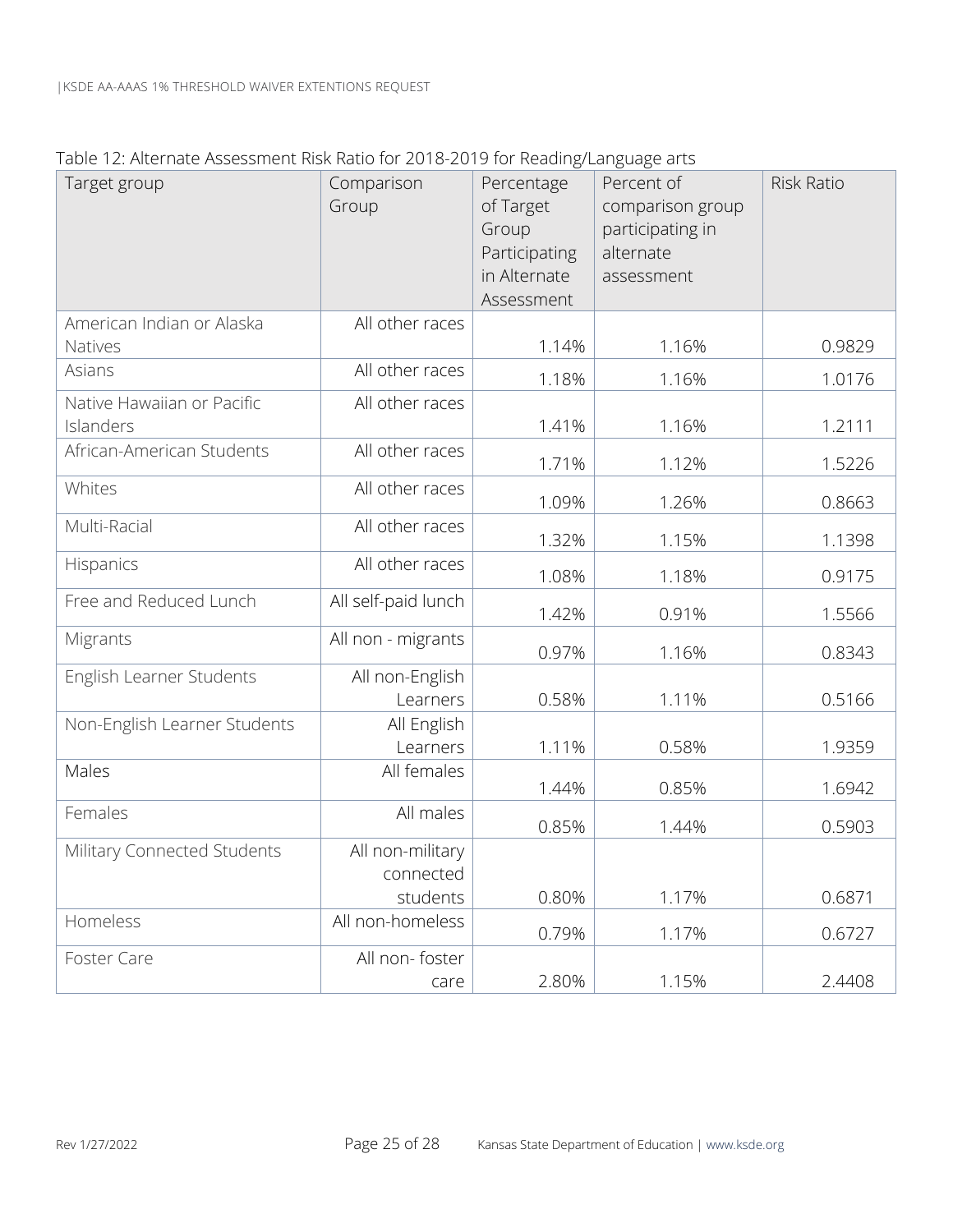Table 12: Alternate Assessment Risk Ratio for 2018-2019 for Reading/Language arts

| Target group | Comparison Group | Percentage of Target Group Participating in Alternate Assessment | Percent of comparison group participating in alternate assessment | Risk Ratio |
|---|---|---|---|---|
| American Indian or Alaska Natives | All other races | 1.14% | 1.16% | 0.9829 |
| Asians | All other races | 1.18% | 1.16% | 1.0176 |
| Native Hawaiian or Pacific Islanders | All other races | 1.41% | 1.16% | 1.2111 |
| African-American Students | All other races | 1.71% | 1.12% | 1.5226 |
| Whites | All other races | 1.09% | 1.26% | 0.8663 |
| Multi-Racial | All other races | 1.32% | 1.15% | 1.1398 |
| Hispanics | All other races | 1.08% | 1.18% | 0.9175 |
| Free and Reduced Lunch | All self-paid lunch | 1.42% | 0.91% | 1.5566 |
| Migrants | All non - migrants | 0.97% | 1.16% | 0.8343 |
| English Learner Students | All non-English Learners | 0.58% | 1.11% | 0.5166 |
| Non-English Learner Students | All English Learners | 1.11% | 0.58% | 1.9359 |
| Males | All females | 1.44% | 0.85% | 1.6942 |
| Females | All males | 0.85% | 1.44% | 0.5903 |
| Military Connected Students | All non-military connected students | 0.80% | 1.17% | 0.6871 |
| Homeless | All non-homeless | 0.79% | 1.17% | 0.6727 |
| Foster Care | All non- foster care | 2.80% | 1.15% | 2.4408 |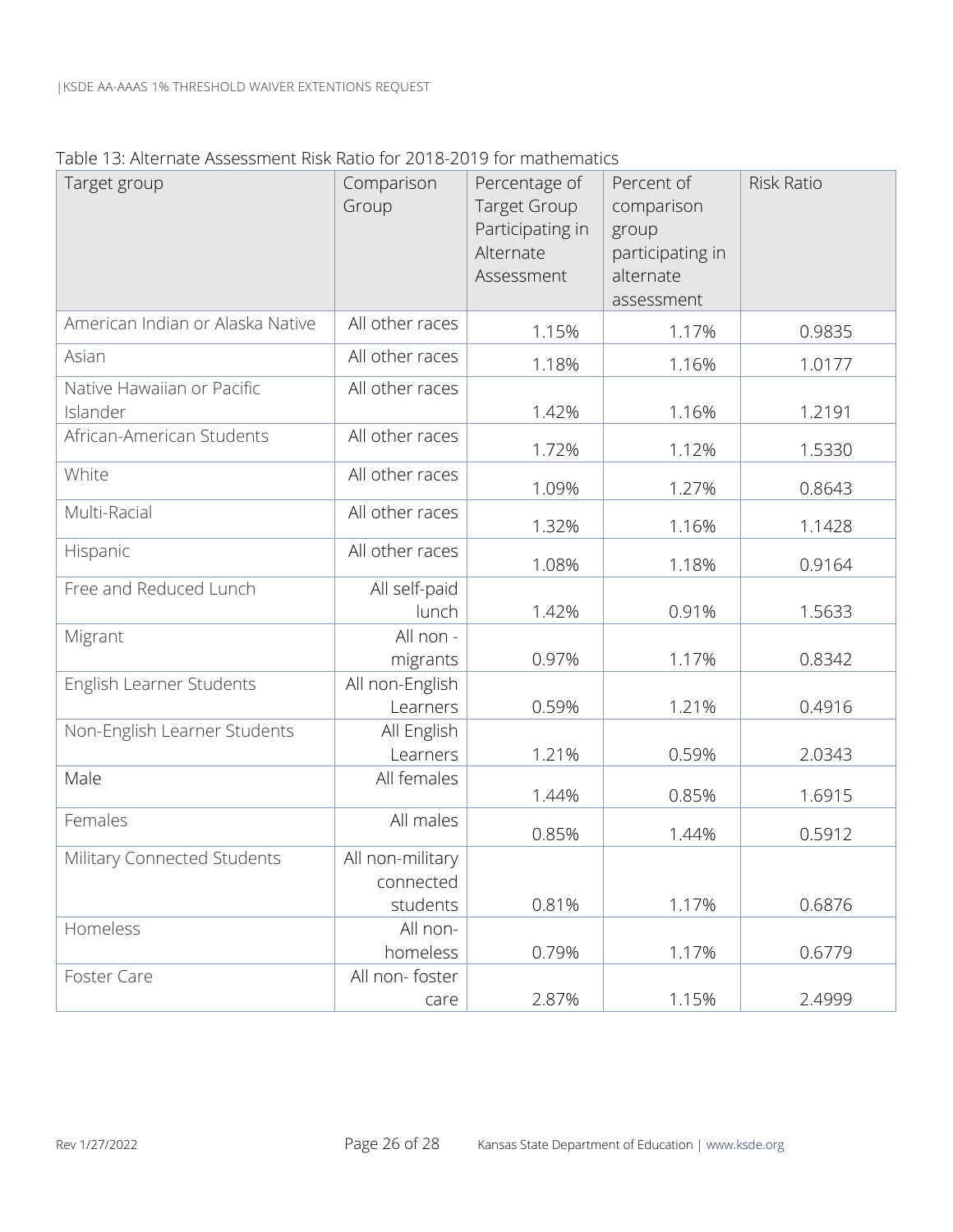Table 13: Alternate Assessment Risk Ratio for 2018-2019 for mathematics

| Target group | Comparison Group | Percentage of Target Group Participating in Alternate Assessment | Percent of comparison group participating in alternate assessment | Risk Ratio |
|---|---|---|---|---|
| American Indian or Alaska Native | All other races | 1.15% | 1.17% | 0.9835 |
| Asian | All other races | 1.18% | 1.16% | 1.0177 |
| Native Hawaiian or Pacific Islander | All other races | 1.42% | 1.16% | 1.2191 |
| African-American Students | All other races | 1.72% | 1.12% | 1.5330 |
| White | All other races | 1.09% | 1.27% | 0.8643 |
| Multi-Racial | All other races | 1.32% | 1.16% | 1.1428 |
| Hispanic | All other races | 1.08% | 1.18% | 0.9164 |
| Free and Reduced Lunch | All self-paid lunch | 1.42% | 0.91% | 1.5633 |
| Migrant | All non - migrants | 0.97% | 1.17% | 0.8342 |
| English Learner Students | All non-English Learners | 0.59% | 1.21% | 0.4916 |
| Non-English Learner Students | All English Learners | 1.21% | 0.59% | 2.0343 |
| Male | All females | 1.44% | 0.85% | 1.6915 |
| Females | All males | 0.85% | 1.44% | 0.5912 |
| Military Connected Students | All non-military connected students | 0.81% | 1.17% | 0.6876 |
| Homeless | All non-homeless | 0.79% | 1.17% | 0.6779 |
| Foster Care | All non- foster care | 2.87% | 1.15% | 2.4999 |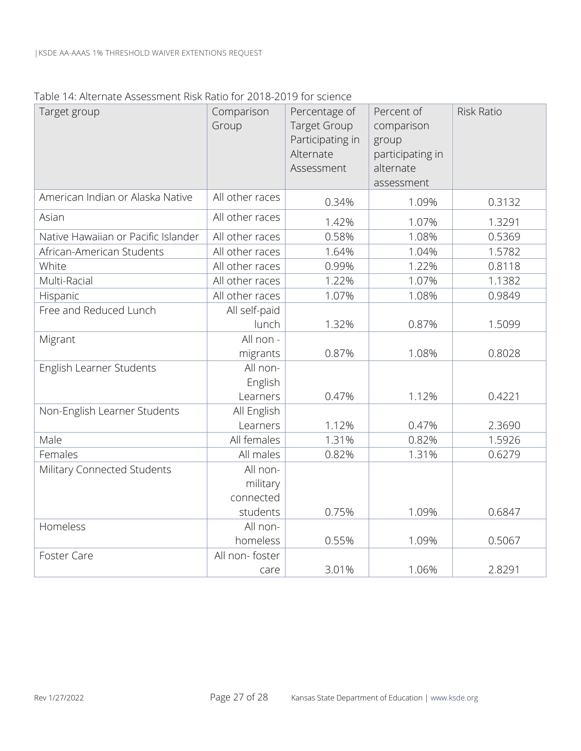Table 14: Alternate Assessment Risk Ratio for 2018-2019 for science

| Target group | Comparison Group | Percentage of Target Group Participating in Alternate Assessment | Percent of comparison group participating in alternate assessment | Risk Ratio |
|---|---|---|---|---|
| American Indian or Alaska Native | All other races | 0.34% | 1.09% | 0.3132 |
| Asian | All other races | 1.42% | 1.07% | 1.3291 |
| Native Hawaiian or Pacific Islander | All other races | 0.58% | 1.08% | 0.5369 |
| African-American Students | All other races | 1.64% | 1.04% | 1.5782 |
| White | All other races | 0.99% | 1.22% | 0.8118 |
| Multi-Racial | All other races | 1.22% | 1.07% | 1.1382 |
| Hispanic | All other races | 1.07% | 1.08% | 0.9849 |
| Free and Reduced Lunch | All self-paid lunch | 1.32% | 0.87% | 1.5099 |
| Migrant | All non - migrants | 0.87% | 1.08% | 0.8028 |
| English Learner Students | All non-English Learners | 0.47% | 1.12% | 0.4221 |
| Non-English Learner Students | All English Learners | 1.12% | 0.47% | 2.3690 |
| Male | All females | 1.31% | 0.82% | 1.5926 |
| Females | All males | 0.82% | 1.31% | 0.6279 |
| Military Connected Students | All non-military connected students | 0.75% | 1.09% | 0.6847 |
| Homeless | All non-homeless | 0.55% | 1.09% | 0.5067 |
| Foster Care | All non- foster care | 3.01% | 1.06% | 2.8291 |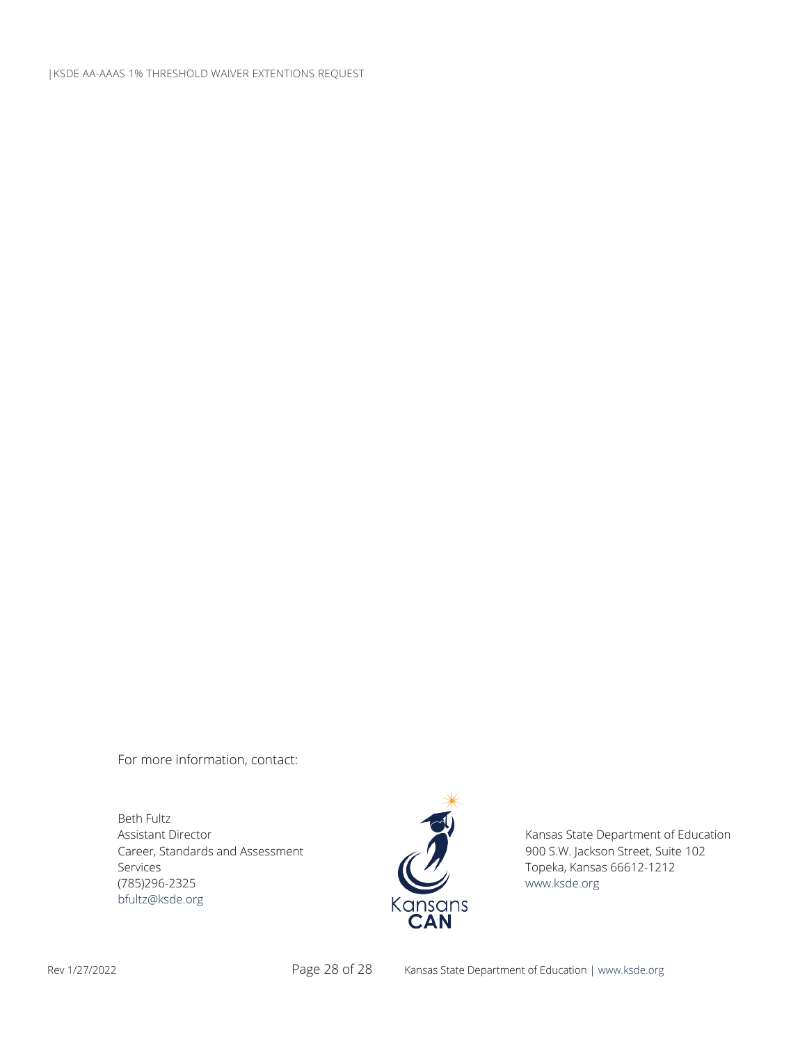For more information, contact:

Beth Fultz
Assistant Director
Career, Standards and Assessment Services
(785)296-2325
bfultz@ksde.org

Kansas State Department of Education
900 S.W. Jackson Street, Suite 102
Topeka, Kansas 66612-1212
www.ksde.org

Rev 1/27/2022